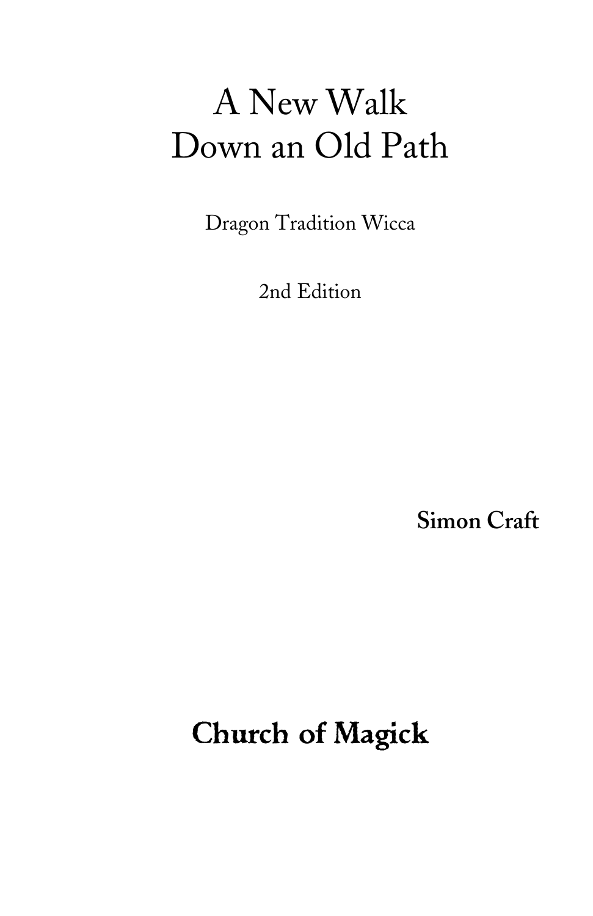# A New Walk Down an Old Path

Dragon Tradition Wicca

2nd Edition

**Simon Craft**

**Church of Magick**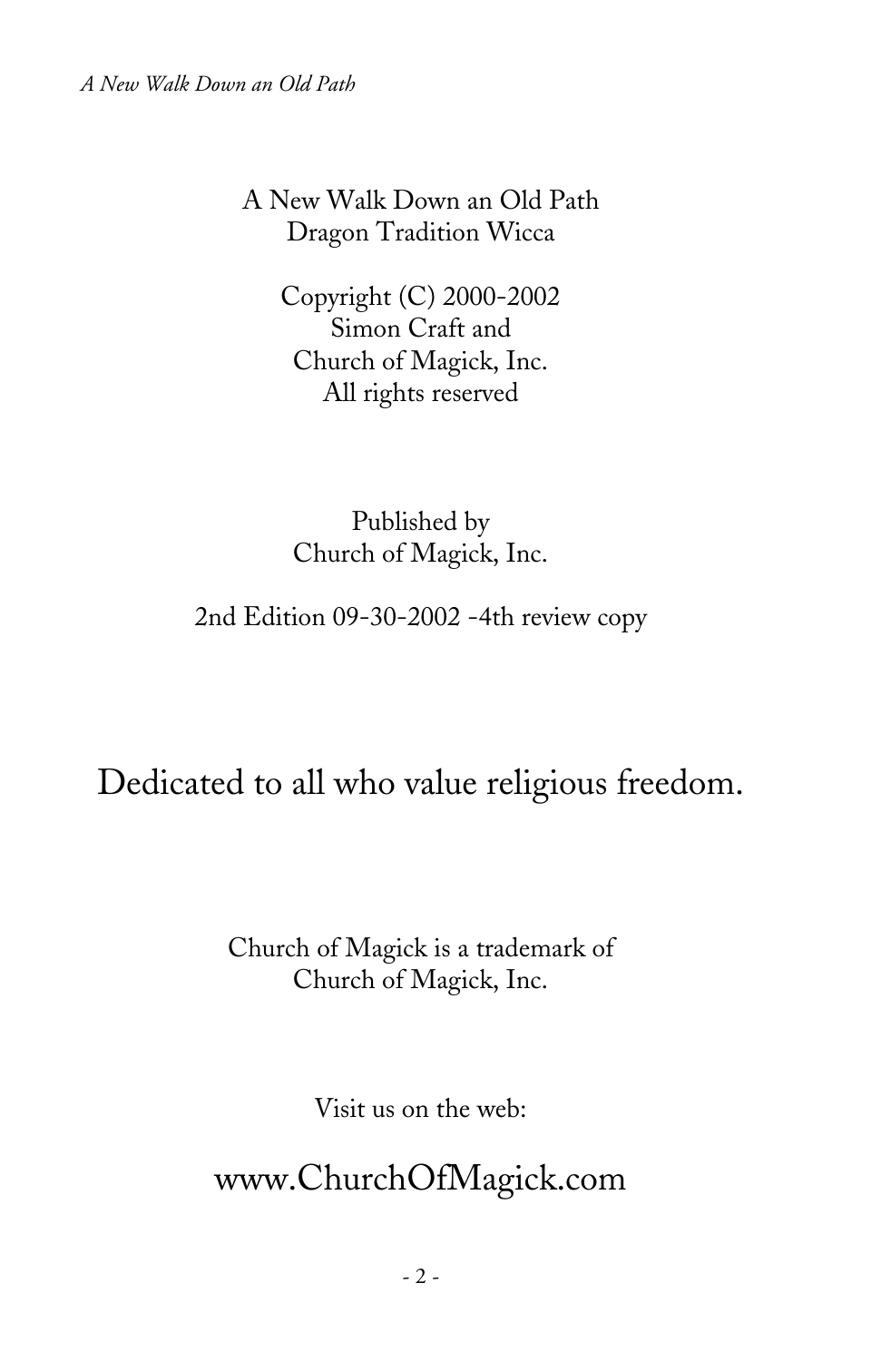A New Walk Down an Old Path
Dragon Tradition Wicca

Copyright (C) 2000-2002
Simon Craft and
Church of Magick, Inc.
All rights reserved

Published by
Church of Magick, Inc.

2nd Edition 09-30-2002 -4th review copy

Dedicated to all who value religious freedom.

Church of Magick is a trademark of
Church of Magick, Inc.

Visit us on the web:

www.ChurchOfMagick.com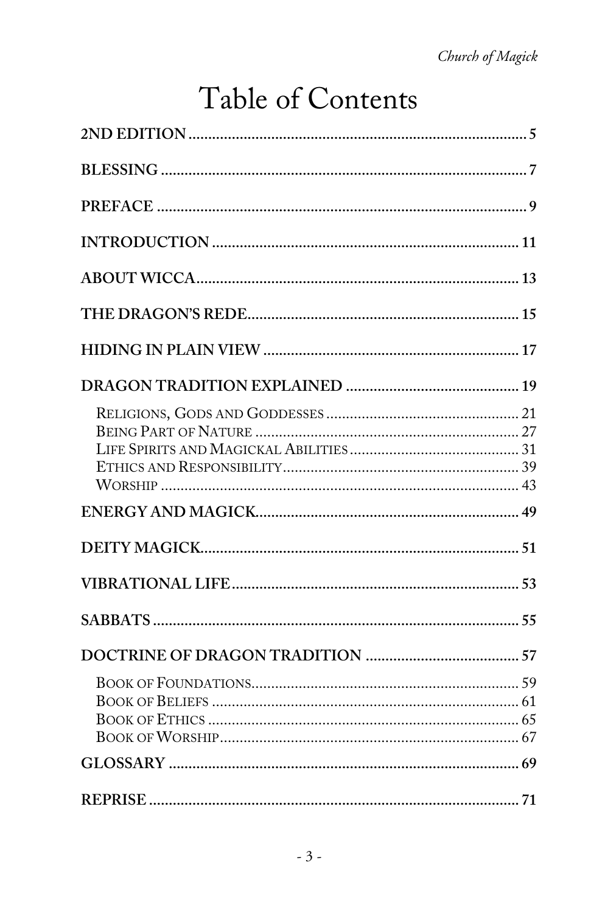# Table of Contents

**2ND EDITION** .......... 5

**BLESSING** .......... 7

**PREFACE** .......... 9

**INTRODUCTION** .......... 11

**ABOUT WICCA** .......... 13

**THE DRAGON'S REDE** .......... 15

**HIDING IN PLAIN VIEW** .......... 17

**DRAGON TRADITION EXPLAINED** .......... 19

- Religions, Gods and Goddesses .......... 21
- Being Part of Nature .......... 27
- Life Spirits and Magickal Abilities .......... 31
- Ethics and Responsibility .......... 39
- Worship .......... 43

**ENERGY AND MAGICK** .......... 49

**DEITY MAGICK** .......... 51

**VIBRATIONAL LIFE** .......... 53

**SABBATS** .......... 55

**DOCTRINE OF DRAGON TRADITION** .......... 57

- Book of Foundations .......... 59
- Book of Beliefs .......... 61
- Book of Ethics .......... 65
- Book of Worship .......... 67

**GLOSSARY** .......... 69

**REPRISE** .......... 71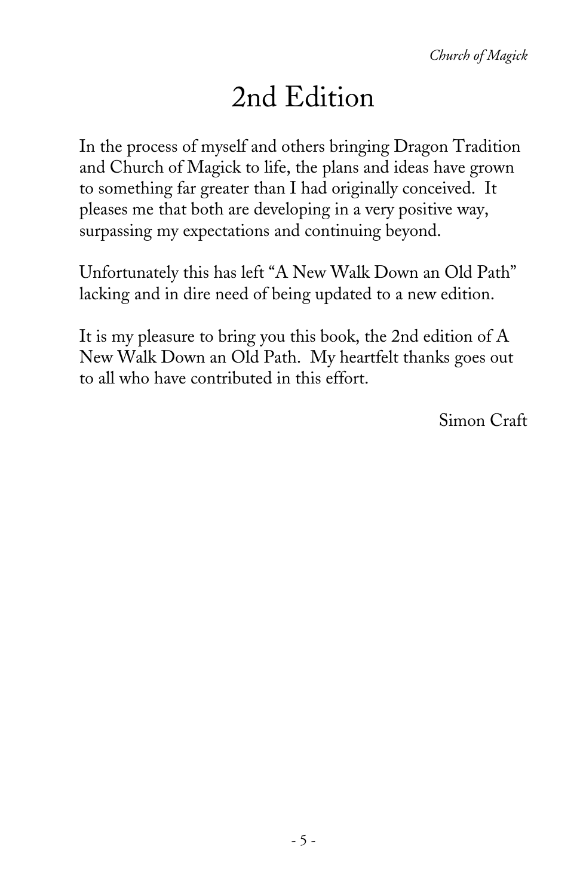# 2nd Edition

In the process of myself and others bringing Dragon Tradition and Church of Magick to life, the plans and ideas have grown to something far greater than I had originally conceived. It pleases me that both are developing in a very positive way, surpassing my expectations and continuing beyond.

Unfortunately this has left "A New Walk Down an Old Path" lacking and in dire need of being updated to a new edition.

It is my pleasure to bring you this book, the 2nd edition of A New Walk Down an Old Path. My heartfelt thanks goes out to all who have contributed in this effort.

Simon Craft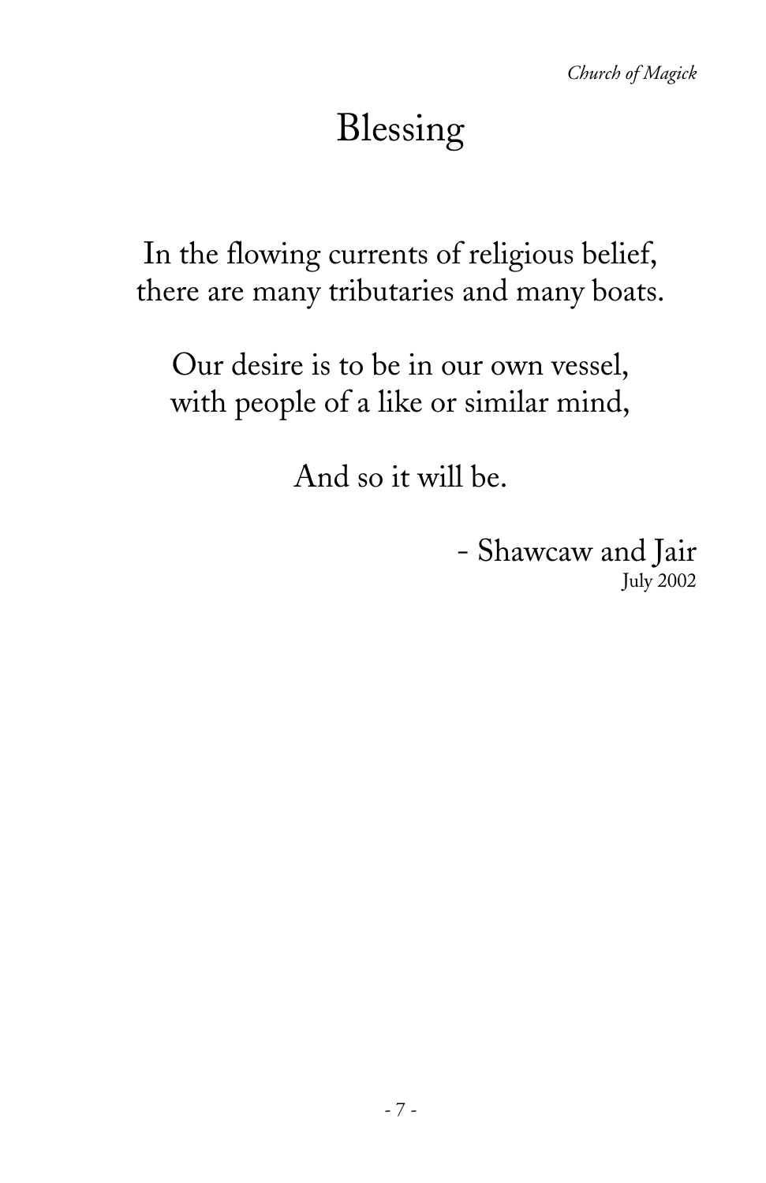# Blessing

In the flowing currents of religious belief,
there are many tributaries and many boats.

Our desire is to be in our own vessel,
with people of a like or similar mind,

And so it will be.

- Shawcaw and Jair
July 2002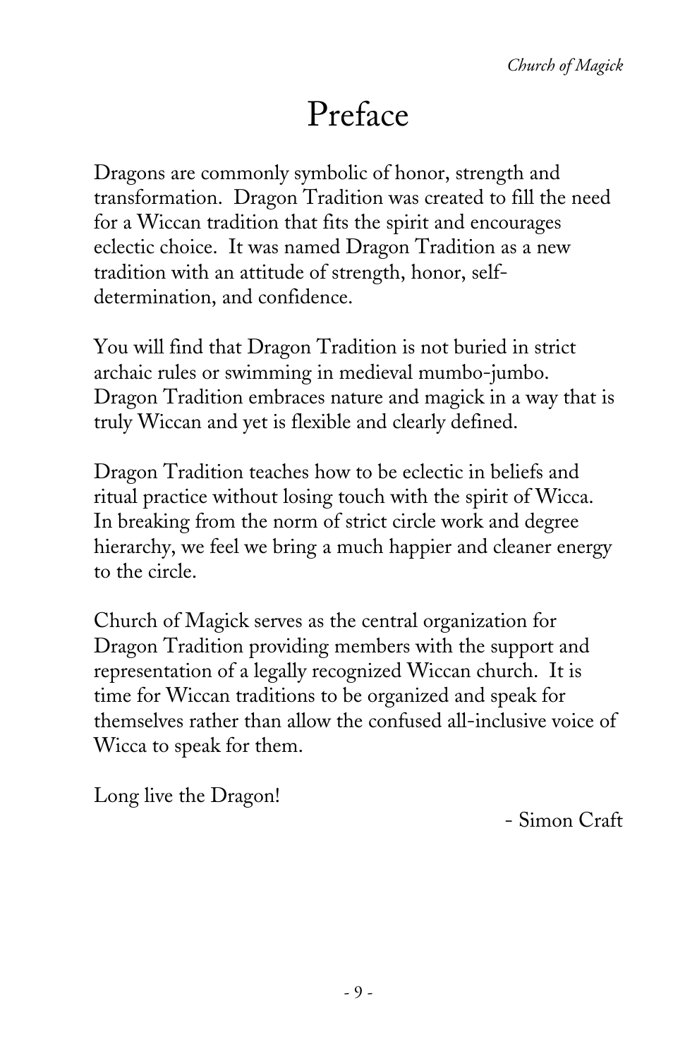# Preface

Dragons are commonly symbolic of honor, strength and transformation. Dragon Tradition was created to fill the need for a Wiccan tradition that fits the spirit and encourages eclectic choice. It was named Dragon Tradition as a new tradition with an attitude of strength, honor, self-determination, and confidence.

You will find that Dragon Tradition is not buried in strict archaic rules or swimming in medieval mumbo-jumbo. Dragon Tradition embraces nature and magick in a way that is truly Wiccan and yet is flexible and clearly defined.

Dragon Tradition teaches how to be eclectic in beliefs and ritual practice without losing touch with the spirit of Wicca. In breaking from the norm of strict circle work and degree hierarchy, we feel we bring a much happier and cleaner energy to the circle.

Church of Magick serves as the central organization for Dragon Tradition providing members with the support and representation of a legally recognized Wiccan church. It is time for Wiccan traditions to be organized and speak for themselves rather than allow the confused all-inclusive voice of Wicca to speak for them.

Long live the Dragon!

- Simon Craft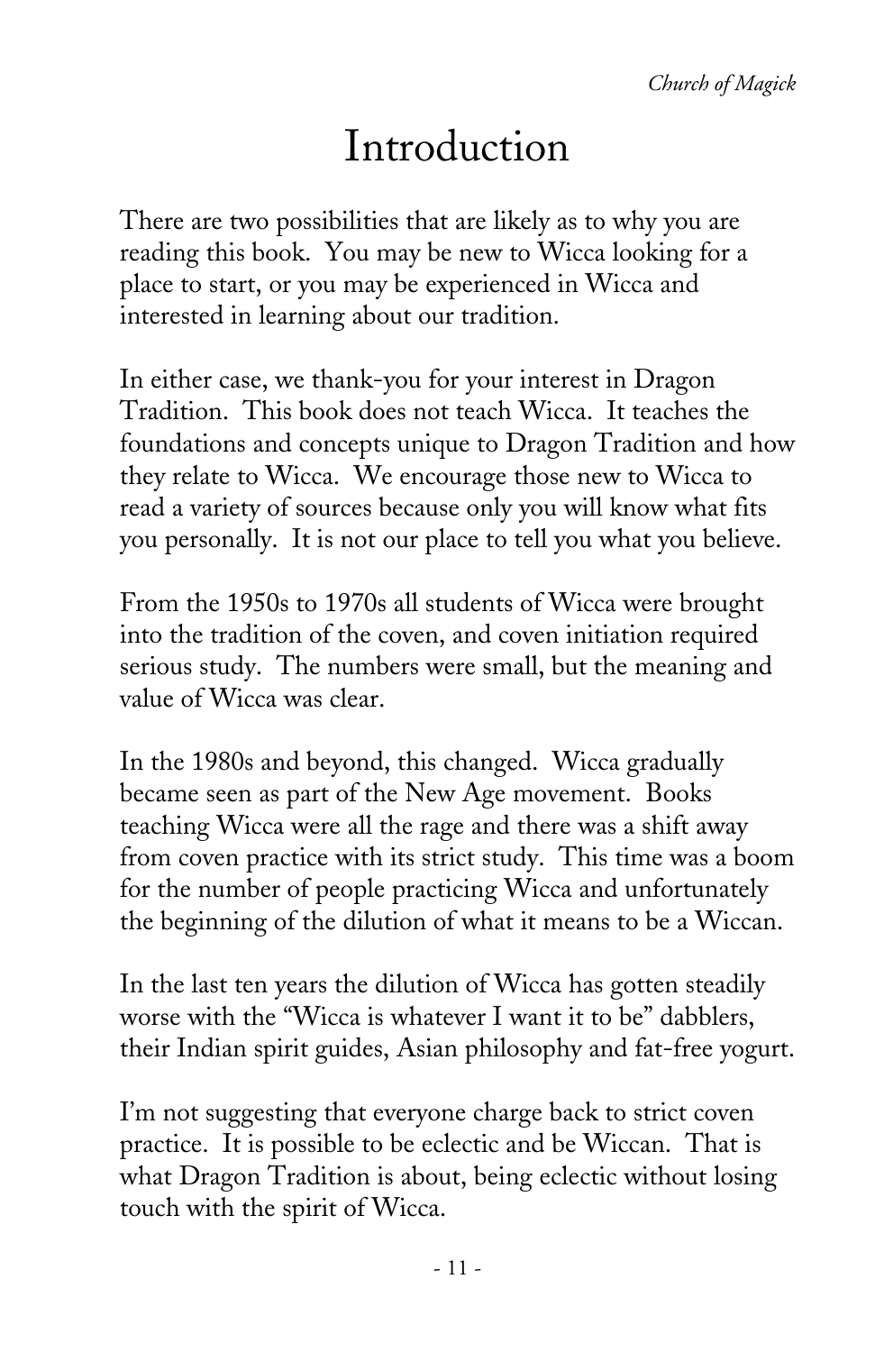# Introduction

There are two possibilities that are likely as to why you are reading this book. You may be new to Wicca looking for a place to start, or you may be experienced in Wicca and interested in learning about our tradition.

In either case, we thank-you for your interest in Dragon Tradition. This book does not teach Wicca. It teaches the foundations and concepts unique to Dragon Tradition and how they relate to Wicca. We encourage those new to Wicca to read a variety of sources because only you will know what fits you personally. It is not our place to tell you what you believe.

From the 1950s to 1970s all students of Wicca were brought into the tradition of the coven, and coven initiation required serious study. The numbers were small, but the meaning and value of Wicca was clear.

In the 1980s and beyond, this changed. Wicca gradually became seen as part of the New Age movement. Books teaching Wicca were all the rage and there was a shift away from coven practice with its strict study. This time was a boom for the number of people practicing Wicca and unfortunately the beginning of the dilution of what it means to be a Wiccan.

In the last ten years the dilution of Wicca has gotten steadily worse with the "Wicca is whatever I want it to be" dabblers, their Indian spirit guides, Asian philosophy and fat-free yogurt.

I'm not suggesting that everyone charge back to strict coven practice. It is possible to be eclectic and be Wiccan. That is what Dragon Tradition is about, being eclectic without losing touch with the spirit of Wicca.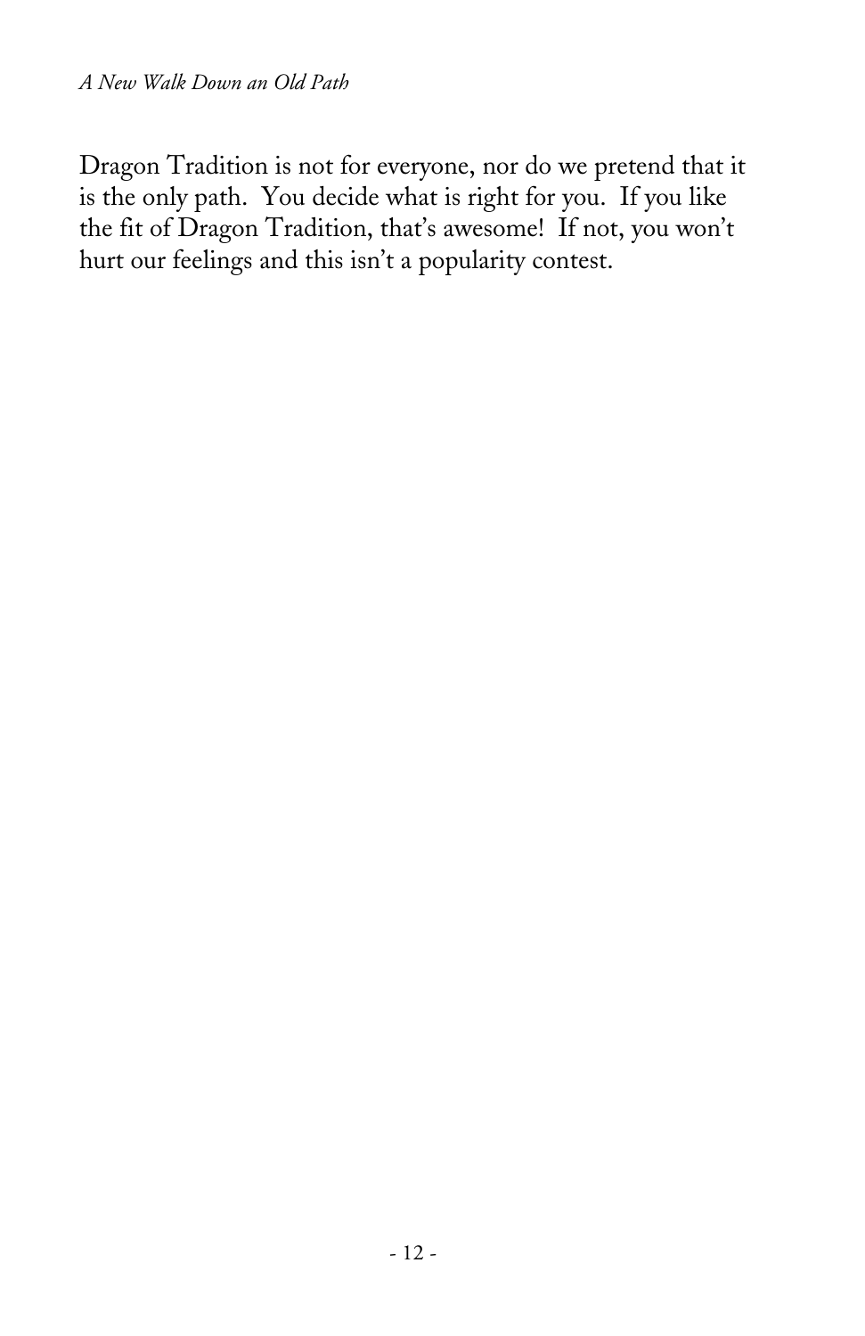Dragon Tradition is not for everyone, nor do we pretend that it is the only path. You decide what is right for you. If you like the fit of Dragon Tradition, that's awesome! If not, you won't hurt our feelings and this isn't a popularity contest.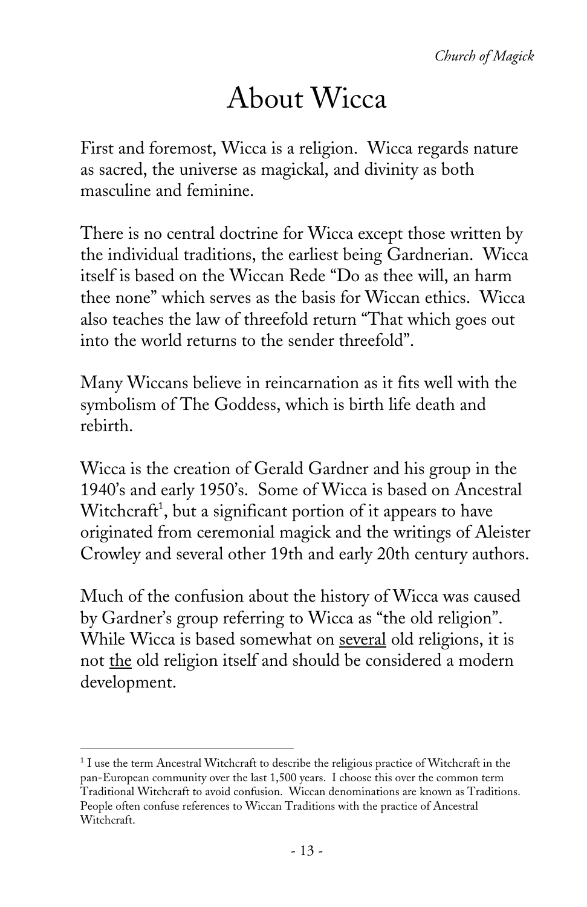# About Wicca

First and foremost, Wicca is a religion. Wicca regards nature as sacred, the universe as magickal, and divinity as both masculine and feminine.

There is no central doctrine for Wicca except those written by the individual traditions, the earliest being Gardnerian. Wicca itself is based on the Wiccan Rede "Do as thee will, an harm thee none" which serves as the basis for Wiccan ethics. Wicca also teaches the law of threefold return "That which goes out into the world returns to the sender threefold".

Many Wiccans believe in reincarnation as it fits well with the symbolism of The Goddess, which is birth life death and rebirth.

Wicca is the creation of Gerald Gardner and his group in the 1940's and early 1950's. Some of Wicca is based on Ancestral Witchcraft[1], but a significant portion of it appears to have originated from ceremonial magick and the writings of Aleister Crowley and several other 19th and early 20th century authors.

Much of the confusion about the history of Wicca was caused by Gardner's group referring to Wicca as "the old religion". While Wicca is based somewhat on <u>several</u> old religions, it is not <u>the</u> old religion itself and should be considered a modern development.

---

[1] I use the term Ancestral Witchcraft to describe the religious practice of Witchcraft in the pan-European community over the last 1,500 years. I choose this over the common term Traditional Witchcraft to avoid confusion. Wiccan denominations are known as Traditions. People often confuse references to Wiccan Traditions with the practice of Ancestral Witchcraft.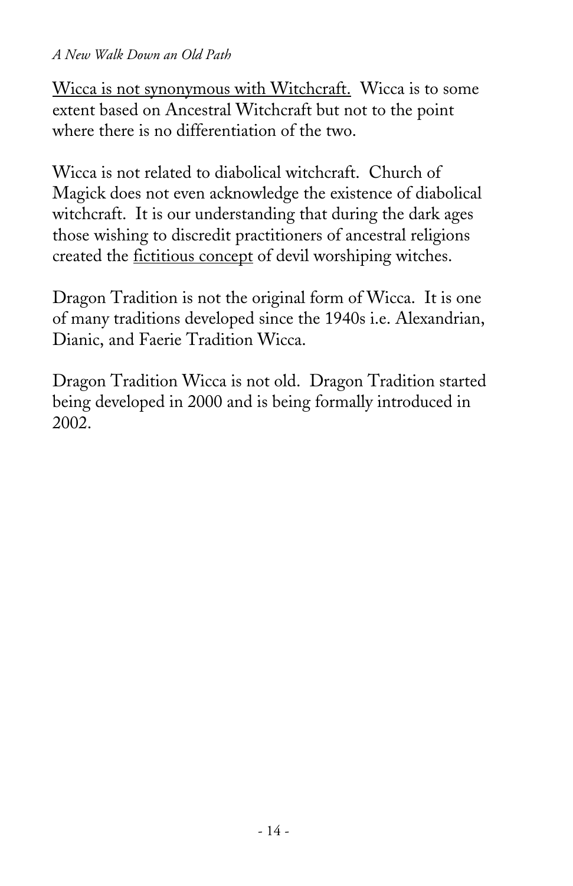<u>Wicca is not synonymous with Witchcraft.</u> Wicca is to some extent based on Ancestral Witchcraft but not to the point where there is no differentiation of the two.

Wicca is not related to diabolical witchcraft. Church of Magick does not even acknowledge the existence of diabolical witchcraft. It is our understanding that during the dark ages those wishing to discredit practitioners of ancestral religions created the <u>fictitious concept</u> of devil worshiping witches.

Dragon Tradition is not the original form of Wicca. It is one of many traditions developed since the 1940s i.e. Alexandrian, Dianic, and Faerie Tradition Wicca.

Dragon Tradition Wicca is not old. Dragon Tradition started being developed in 2000 and is being formally introduced in 2002.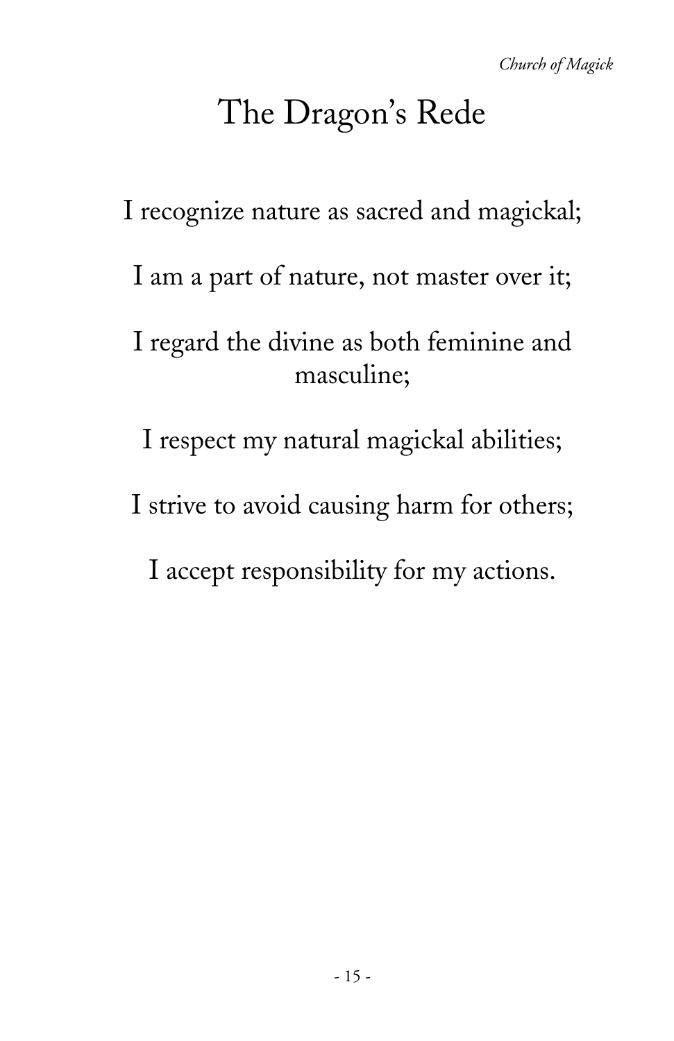# The Dragon's Rede

I recognize nature as sacred and magickal;

I am a part of nature, not master over it;

I regard the divine as both feminine and masculine;

I respect my natural magickal abilities;

I strive to avoid causing harm for others;

I accept responsibility for my actions.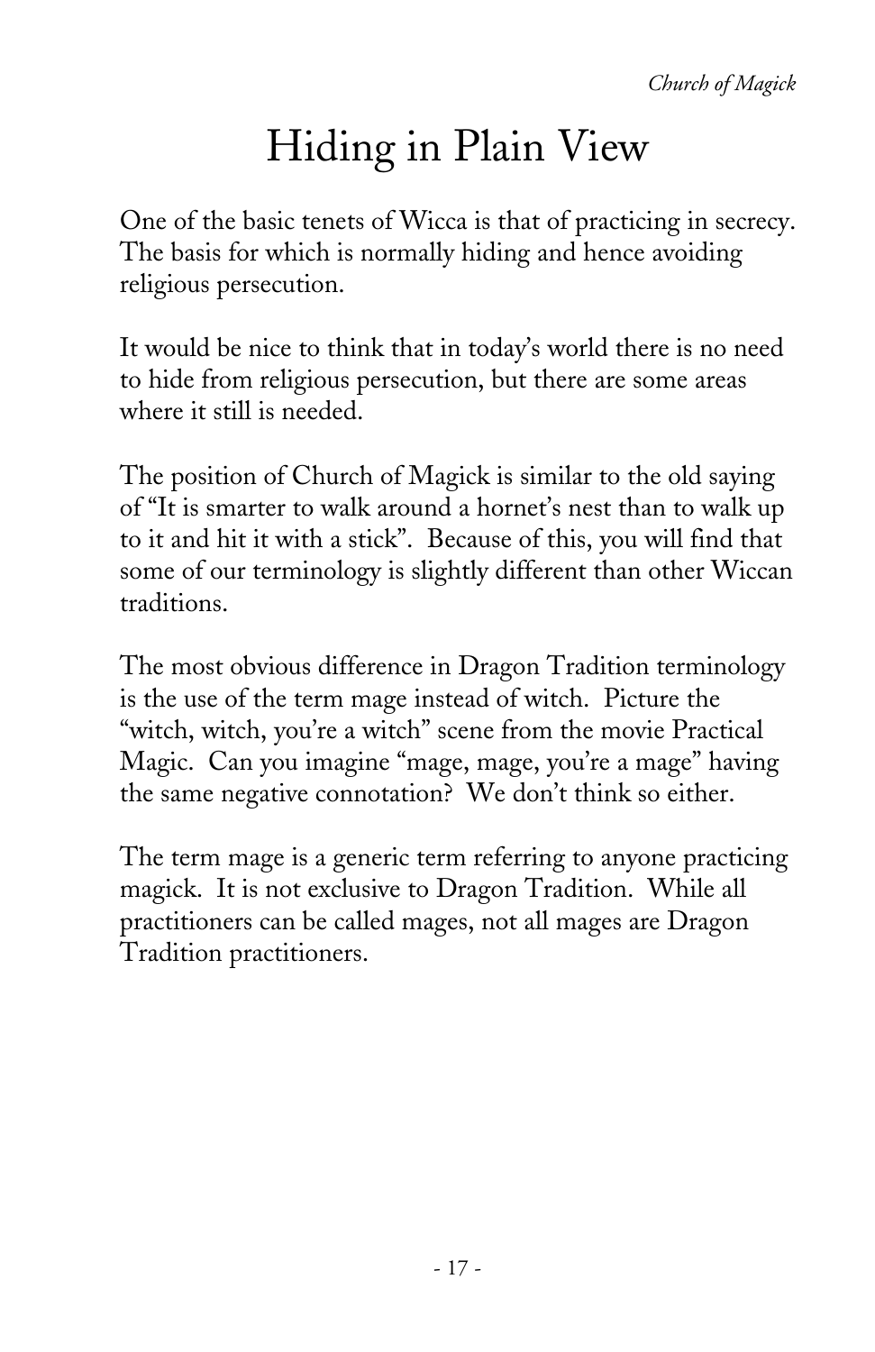# Hiding in Plain View

One of the basic tenets of Wicca is that of practicing in secrecy. The basis for which is normally hiding and hence avoiding religious persecution.

It would be nice to think that in today's world there is no need to hide from religious persecution, but there are some areas where it still is needed.

The position of Church of Magick is similar to the old saying of "It is smarter to walk around a hornet's nest than to walk up to it and hit it with a stick". Because of this, you will find that some of our terminology is slightly different than other Wiccan traditions.

The most obvious difference in Dragon Tradition terminology is the use of the term mage instead of witch. Picture the "witch, witch, you're a witch" scene from the movie Practical Magic. Can you imagine "mage, mage, you're a mage" having the same negative connotation? We don't think so either.

The term mage is a generic term referring to anyone practicing magick. It is not exclusive to Dragon Tradition. While all practitioners can be called mages, not all mages are Dragon Tradition practitioners.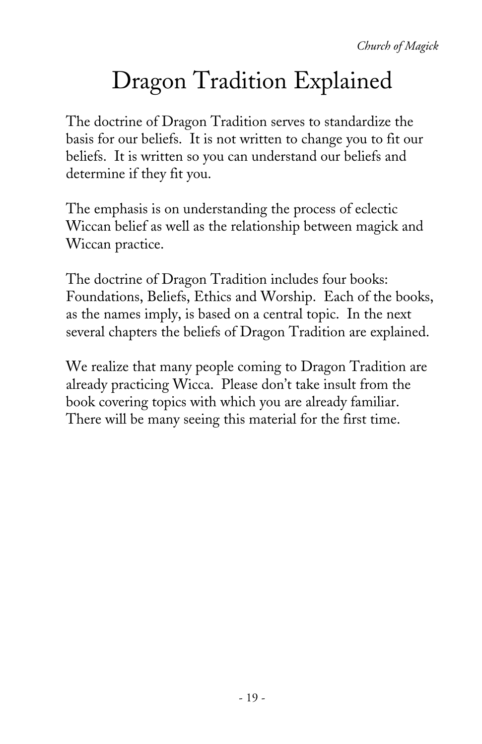# Dragon Tradition Explained

The doctrine of Dragon Tradition serves to standardize the basis for our beliefs. It is not written to change you to fit our beliefs. It is written so you can understand our beliefs and determine if they fit you.

The emphasis is on understanding the process of eclectic Wiccan belief as well as the relationship between magick and Wiccan practice.

The doctrine of Dragon Tradition includes four books: Foundations, Beliefs, Ethics and Worship. Each of the books, as the names imply, is based on a central topic. In the next several chapters the beliefs of Dragon Tradition are explained.

We realize that many people coming to Dragon Tradition are already practicing Wicca. Please don't take insult from the book covering topics with which you are already familiar. There will be many seeing this material for the first time.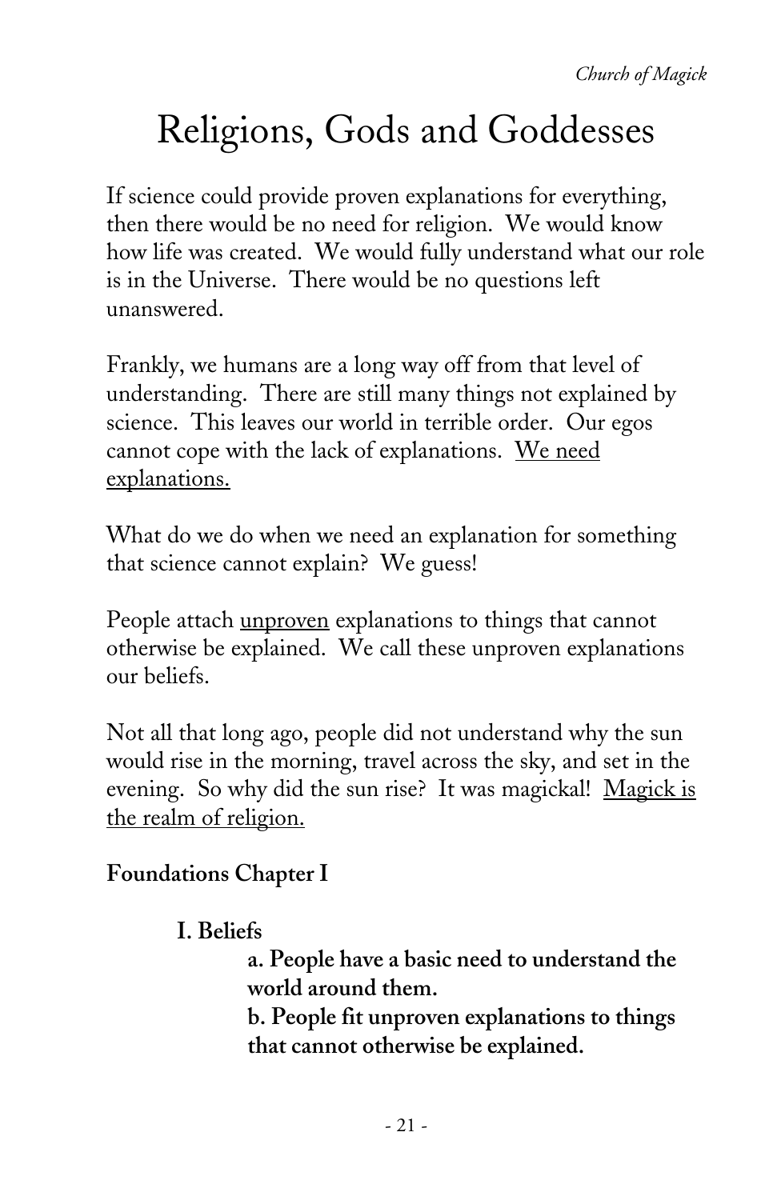# Religions, Gods and Goddesses

If science could provide proven explanations for everything, then there would be no need for religion. We would know how life was created. We would fully understand what our role is in the Universe. There would be no questions left unanswered.

Frankly, we humans are a long way off from that level of understanding. There are still many things not explained by science. This leaves our world in terrible order. Our egos cannot cope with the lack of explanations. <u>We need explanations.</u>

What do we do when we need an explanation for something that science cannot explain? We guess!

People attach <u>unproven</u> explanations to things that cannot otherwise be explained. We call these unproven explanations our beliefs.

Not all that long ago, people did not understand why the sun would rise in the morning, travel across the sky, and set in the evening. So why did the sun rise? It was magickal! <u>Magick is the realm of religion.</u>

**Foundations Chapter I**

- **I. Beliefs**
  - **a. People have a basic need to understand the world around them.**
  - **b. People fit unproven explanations to things that cannot otherwise be explained.**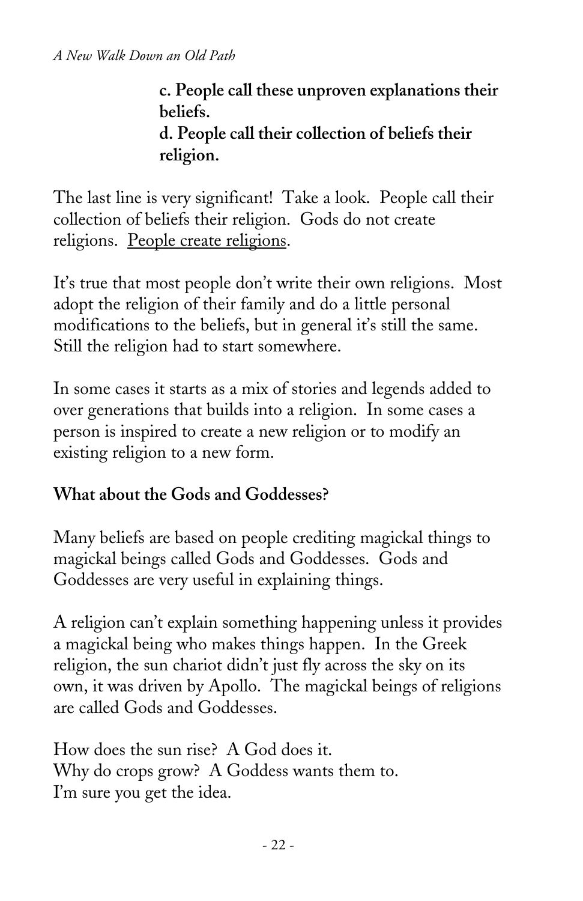**c. People call these unproven explanations their beliefs.**
**d. People call their collection of beliefs their religion.**

The last line is very significant! Take a look. People call their collection of beliefs their religion. Gods do not create religions. <u>People create religions</u>.

It's true that most people don't write their own religions. Most adopt the religion of their family and do a little personal modifications to the beliefs, but in general it's still the same. Still the religion had to start somewhere.

In some cases it starts as a mix of stories and legends added to over generations that builds into a religion. In some cases a person is inspired to create a new religion or to modify an existing religion to a new form.

**What about the Gods and Goddesses?**

Many beliefs are based on people crediting magickal things to magickal beings called Gods and Goddesses. Gods and Goddesses are very useful in explaining things.

A religion can't explain something happening unless it provides a magickal being who makes things happen. In the Greek religion, the sun chariot didn't just fly across the sky on its own, it was driven by Apollo. The magickal beings of religions are called Gods and Goddesses.

How does the sun rise? A God does it.
Why do crops grow? A Goddess wants them to.
I'm sure you get the idea.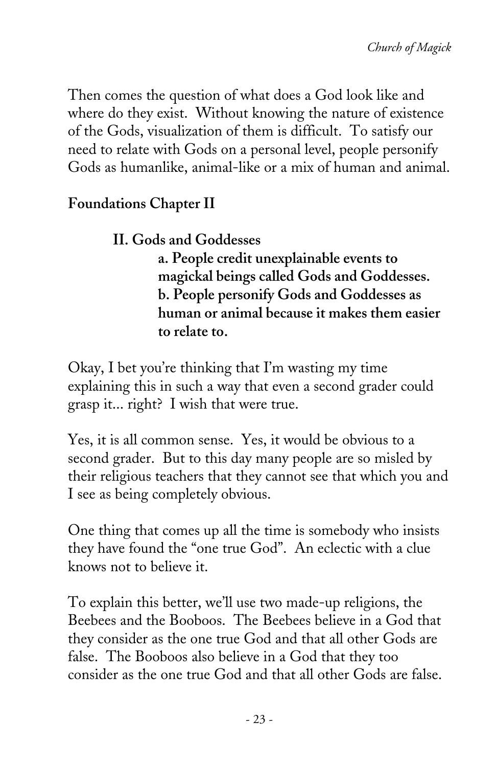Then comes the question of what does a God look like and where do they exist. Without knowing the nature of existence of the Gods, visualization of them is difficult. To satisfy our need to relate with Gods on a personal level, people personify Gods as humanlike, animal-like or a mix of human and animal.

**Foundations Chapter II**

> **II. Gods and Goddesses**
>
> > **a. People credit unexplainable events to magickal beings called Gods and Goddesses.**
> > **b. People personify Gods and Goddesses as human or animal because it makes them easier to relate to.**

Okay, I bet you're thinking that I'm wasting my time explaining this in such a way that even a second grader could grasp it... right? I wish that were true.

Yes, it is all common sense. Yes, it would be obvious to a second grader. But to this day many people are so misled by their religious teachers that they cannot see that which you and I see as being completely obvious.

One thing that comes up all the time is somebody who insists they have found the "one true God". An eclectic with a clue knows not to believe it.

To explain this better, we'll use two made-up religions, the Beebees and the Booboos. The Beebees believe in a God that they consider as the one true God and that all other Gods are false. The Booboos also believe in a God that they too consider as the one true God and that all other Gods are false.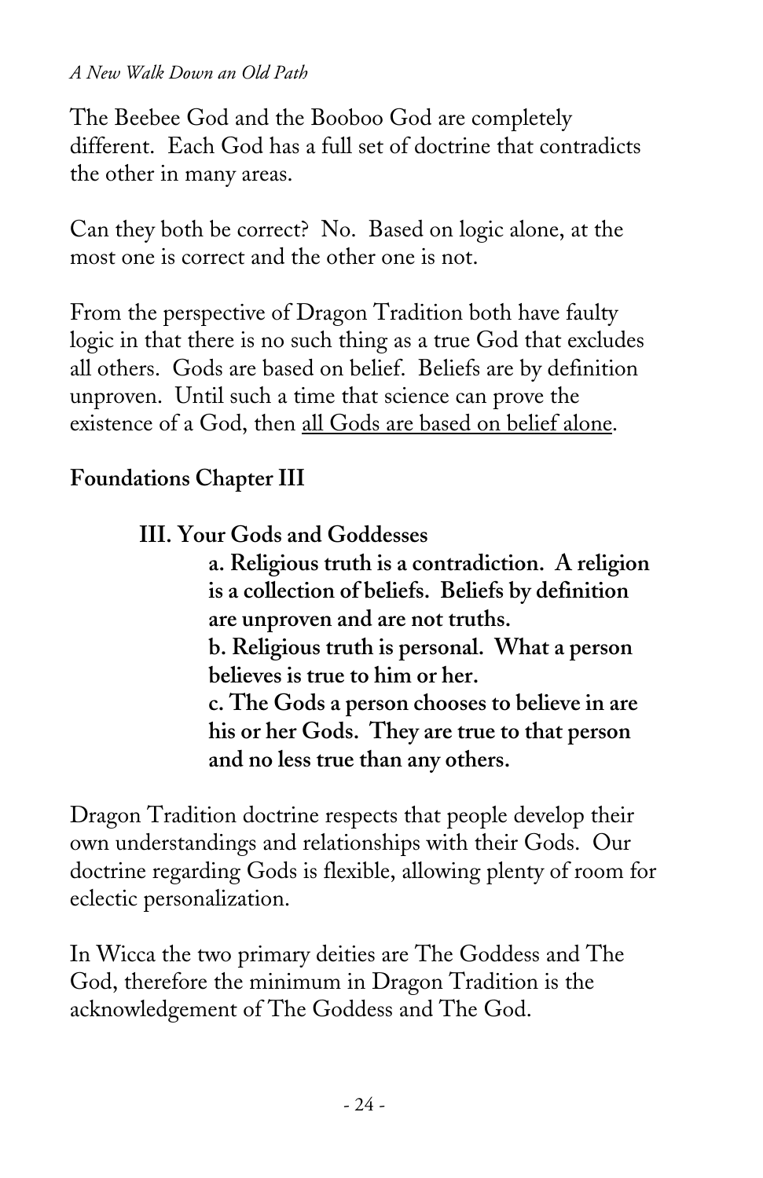The Beebee God and the Booboo God are completely different. Each God has a full set of doctrine that contradicts the other in many areas.

Can they both be correct? No. Based on logic alone, at the most one is correct and the other one is not.

From the perspective of Dragon Tradition both have faulty logic in that there is no such thing as a true God that excludes all others. Gods are based on belief. Beliefs are by definition unproven. Until such a time that science can prove the existence of a God, then <u>all Gods are based on belief alone</u>.

**Foundations Chapter III**

> **III. Your Gods and Goddesses**
>
> > **a. Religious truth is a contradiction. A religion is a collection of beliefs. Beliefs by definition are unproven and are not truths.**
> > **b. Religious truth is personal. What a person believes is true to him or her.**
> > **c. The Gods a person chooses to believe in are his or her Gods. They are true to that person and no less true than any others.**

Dragon Tradition doctrine respects that people develop their own understandings and relationships with their Gods. Our doctrine regarding Gods is flexible, allowing plenty of room for eclectic personalization.

In Wicca the two primary deities are The Goddess and The God, therefore the minimum in Dragon Tradition is the acknowledgement of The Goddess and The God.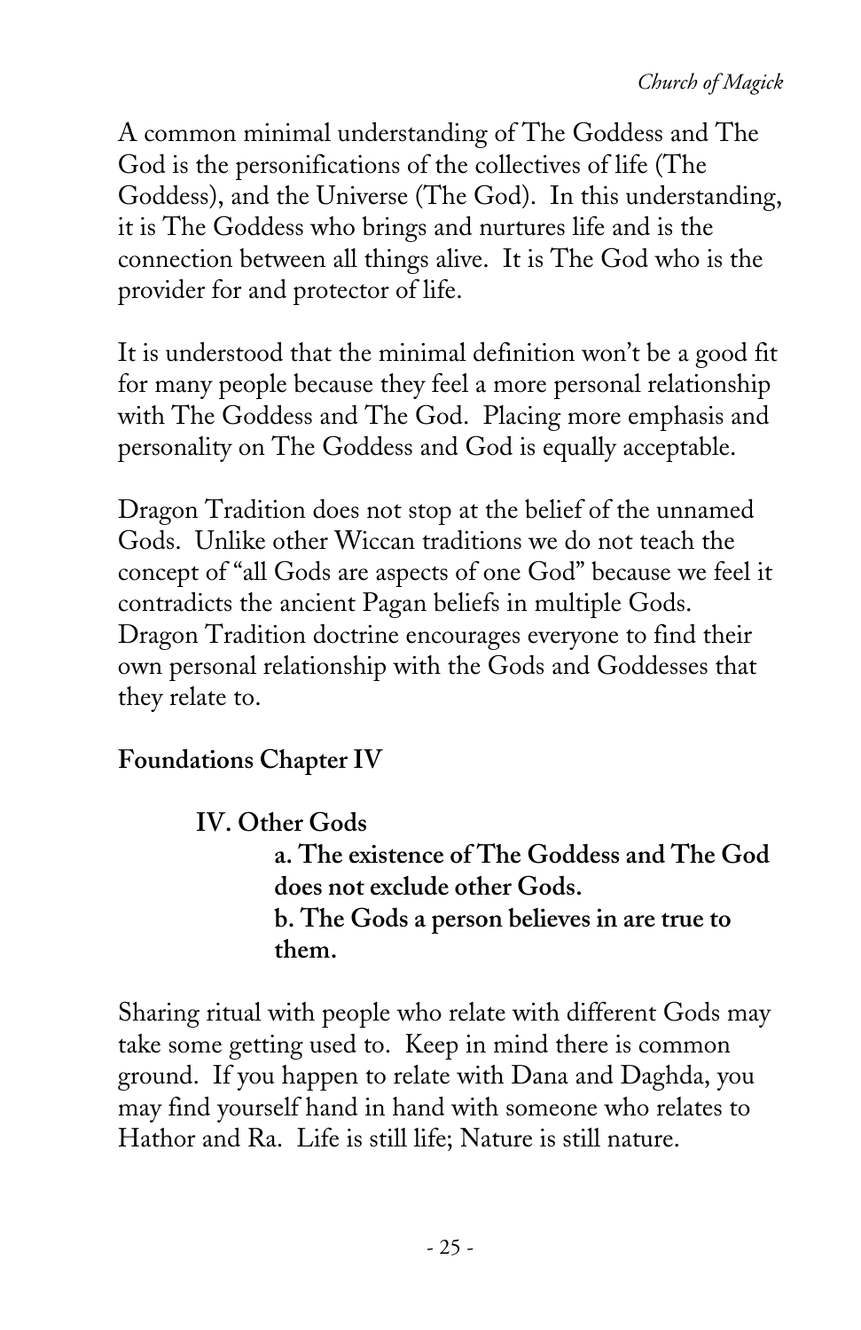A common minimal understanding of The Goddess and The God is the personifications of the collectives of life (The Goddess), and the Universe (The God). In this understanding, it is The Goddess who brings and nurtures life and is the connection between all things alive. It is The God who is the provider for and protector of life.

It is understood that the minimal definition won't be a good fit for many people because they feel a more personal relationship with The Goddess and The God. Placing more emphasis and personality on The Goddess and God is equally acceptable.

Dragon Tradition does not stop at the belief of the unnamed Gods. Unlike other Wiccan traditions we do not teach the concept of "all Gods are aspects of one God" because we feel it contradicts the ancient Pagan beliefs in multiple Gods. Dragon Tradition doctrine encourages everyone to find their own personal relationship with the Gods and Goddesses that they relate to.

**Foundations Chapter IV**

> **IV. Other Gods**
>
> > **a. The existence of The Goddess and The God does not exclude other Gods.**
> > **b. The Gods a person believes in are true to them.**

Sharing ritual with people who relate with different Gods may take some getting used to. Keep in mind there is common ground. If you happen to relate with Dana and Daghda, you may find yourself hand in hand with someone who relates to Hathor and Ra. Life is still life; Nature is still nature.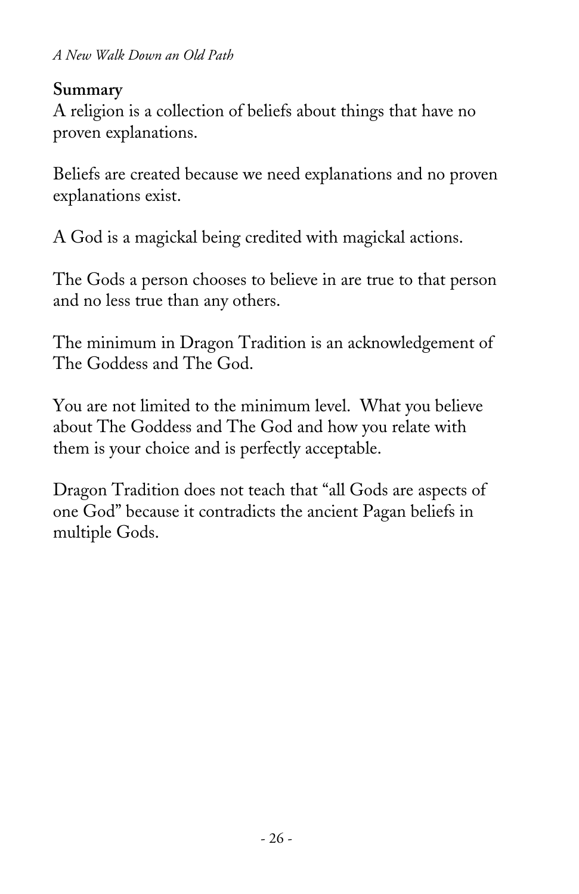**Summary**

A religion is a collection of beliefs about things that have no proven explanations.

Beliefs are created because we need explanations and no proven explanations exist.

A God is a magickal being credited with magickal actions.

The Gods a person chooses to believe in are true to that person and no less true than any others.

The minimum in Dragon Tradition is an acknowledgement of The Goddess and The God.

You are not limited to the minimum level. What you believe about The Goddess and The God and how you relate with them is your choice and is perfectly acceptable.

Dragon Tradition does not teach that "all Gods are aspects of one God" because it contradicts the ancient Pagan beliefs in multiple Gods.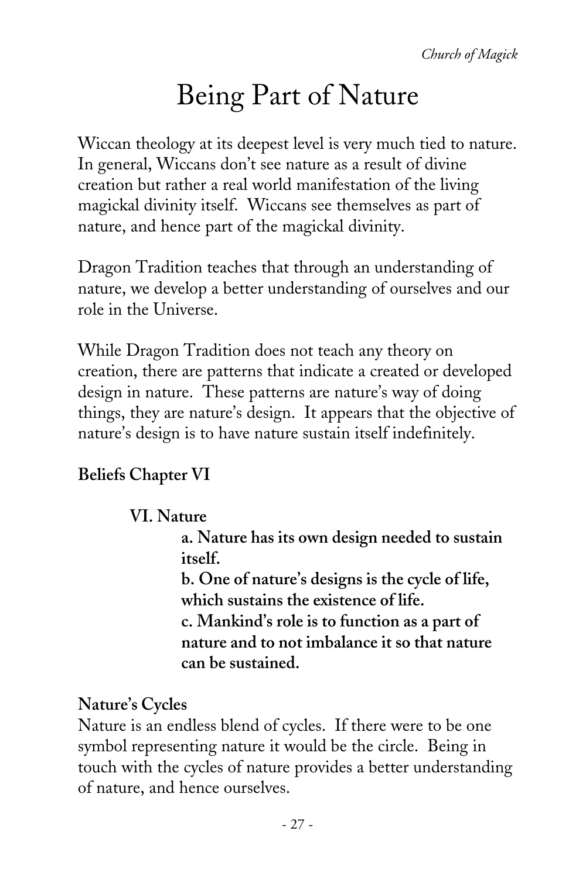# Being Part of Nature

Wiccan theology at its deepest level is very much tied to nature. In general, Wiccans don't see nature as a result of divine creation but rather a real world manifestation of the living magickal divinity itself. Wiccans see themselves as part of nature, and hence part of the magickal divinity.

Dragon Tradition teaches that through an understanding of nature, we develop a better understanding of ourselves and our role in the Universe.

While Dragon Tradition does not teach any theory on creation, there are patterns that indicate a created or developed design in nature. These patterns are nature's way of doing things, they are nature's design. It appears that the objective of nature's design is to have nature sustain itself indefinitely.

**Beliefs Chapter VI**

**VI. Nature**

**a. Nature has its own design needed to sustain itself.**
**b. One of nature's designs is the cycle of life, which sustains the existence of life.**
**c. Mankind's role is to function as a part of nature and to not imbalance it so that nature can be sustained.**

**Nature's Cycles**

Nature is an endless blend of cycles. If there were to be one symbol representing nature it would be the circle. Being in touch with the cycles of nature provides a better understanding of nature, and hence ourselves.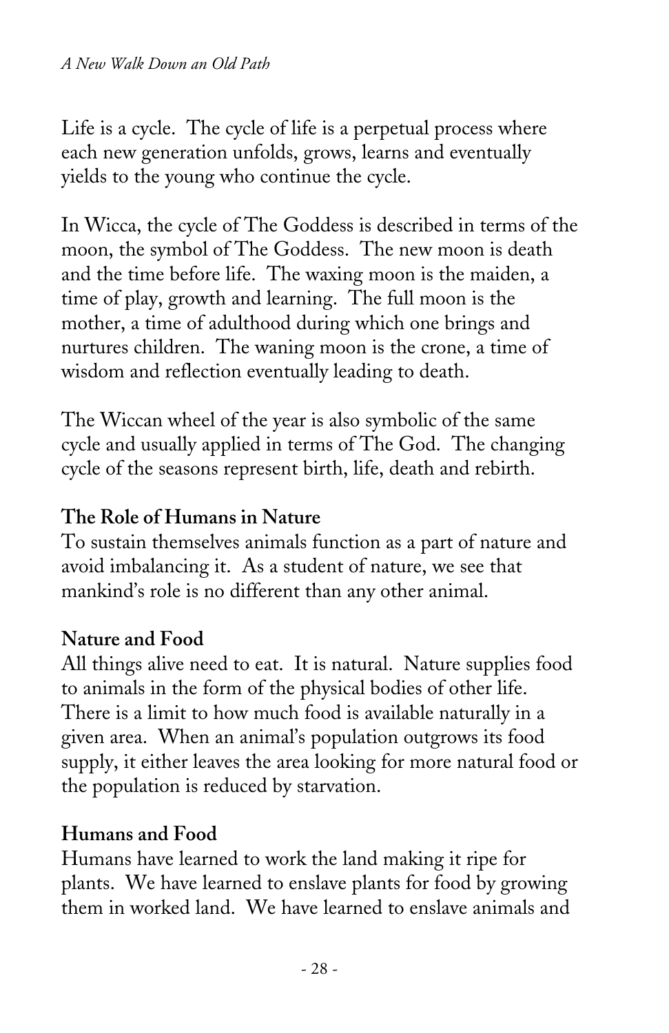Life is a cycle. The cycle of life is a perpetual process where each new generation unfolds, grows, learns and eventually yields to the young who continue the cycle.

In Wicca, the cycle of The Goddess is described in terms of the moon, the symbol of The Goddess. The new moon is death and the time before life. The waxing moon is the maiden, a time of play, growth and learning. The full moon is the mother, a time of adulthood during which one brings and nurtures children. The waning moon is the crone, a time of wisdom and reflection eventually leading to death.

The Wiccan wheel of the year is also symbolic of the same cycle and usually applied in terms of The God. The changing cycle of the seasons represent birth, life, death and rebirth.

### The Role of Humans in Nature

To sustain themselves animals function as a part of nature and avoid imbalancing it. As a student of nature, we see that mankind's role is no different than any other animal.

### Nature and Food

All things alive need to eat. It is natural. Nature supplies food to animals in the form of the physical bodies of other life. There is a limit to how much food is available naturally in a given area. When an animal's population outgrows its food supply, it either leaves the area looking for more natural food or the population is reduced by starvation.

### Humans and Food

Humans have learned to work the land making it ripe for plants. We have learned to enslave plants for food by growing them in worked land. We have learned to enslave animals and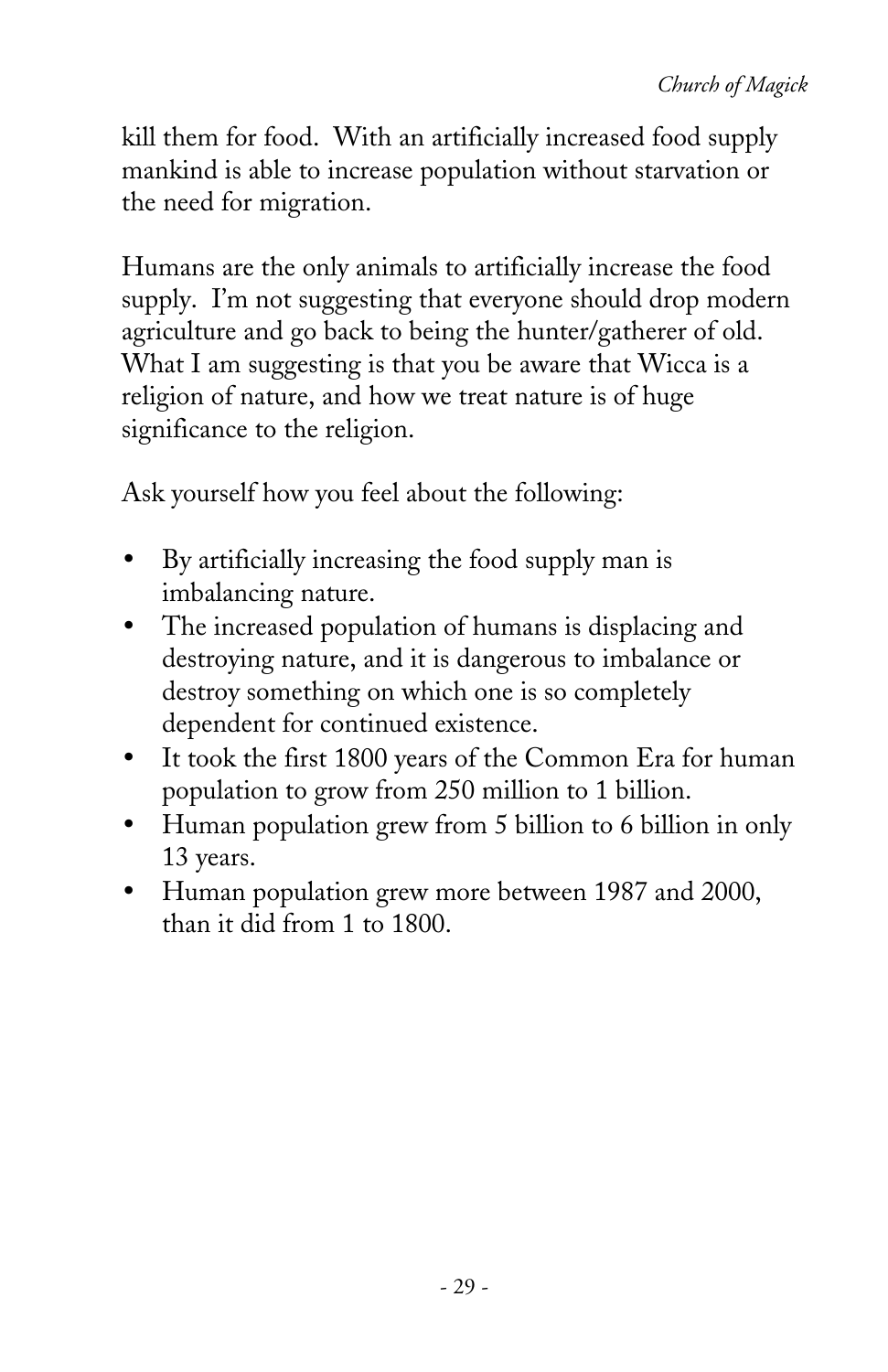kill them for food. With an artificially increased food supply mankind is able to increase population without starvation or the need for migration.

Humans are the only animals to artificially increase the food supply. I'm not suggesting that everyone should drop modern agriculture and go back to being the hunter/gatherer of old. What I am suggesting is that you be aware that Wicca is a religion of nature, and how we treat nature is of huge significance to the religion.

Ask yourself how you feel about the following:

- By artificially increasing the food supply man is imbalancing nature.
- The increased population of humans is displacing and destroying nature, and it is dangerous to imbalance or destroy something on which one is so completely dependent for continued existence.
- It took the first 1800 years of the Common Era for human population to grow from 250 million to 1 billion.
- Human population grew from 5 billion to 6 billion in only 13 years.
- Human population grew more between 1987 and 2000, than it did from 1 to 1800.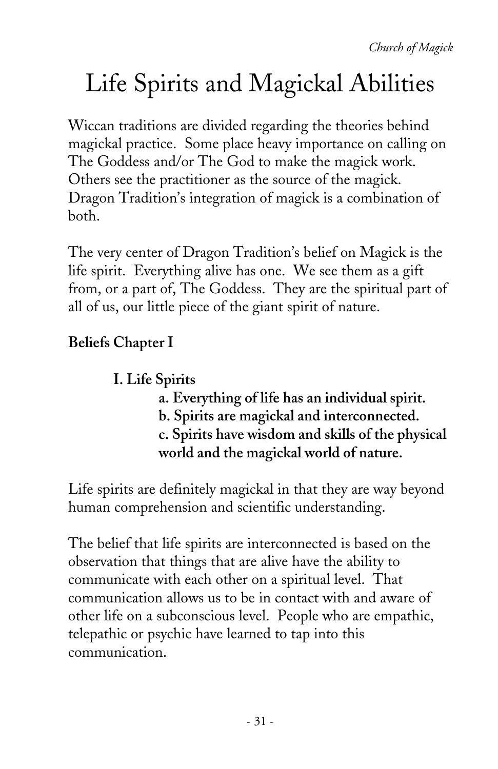# Life Spirits and Magickal Abilities

Wiccan traditions are divided regarding the theories behind magickal practice. Some place heavy importance on calling on The Goddess and/or The God to make the magick work. Others see the practitioner as the source of the magick. Dragon Tradition's integration of magick is a combination of both.

The very center of Dragon Tradition's belief on Magick is the life spirit. Everything alive has one. We see them as a gift from, or a part of, The Goddess. They are the spiritual part of all of us, our little piece of the giant spirit of nature.

**Beliefs Chapter I**

- **I. Life Spirits**
  - **a. Everything of life has an individual spirit.**
  - **b. Spirits are magickal and interconnected.**
  - **c. Spirits have wisdom and skills of the physical world and the magickal world of nature.**

Life spirits are definitely magickal in that they are way beyond human comprehension and scientific understanding.

The belief that life spirits are interconnected is based on the observation that things that are alive have the ability to communicate with each other on a spiritual level. That communication allows us to be in contact with and aware of other life on a subconscious level. People who are empathic, telepathic or psychic have learned to tap into this communication.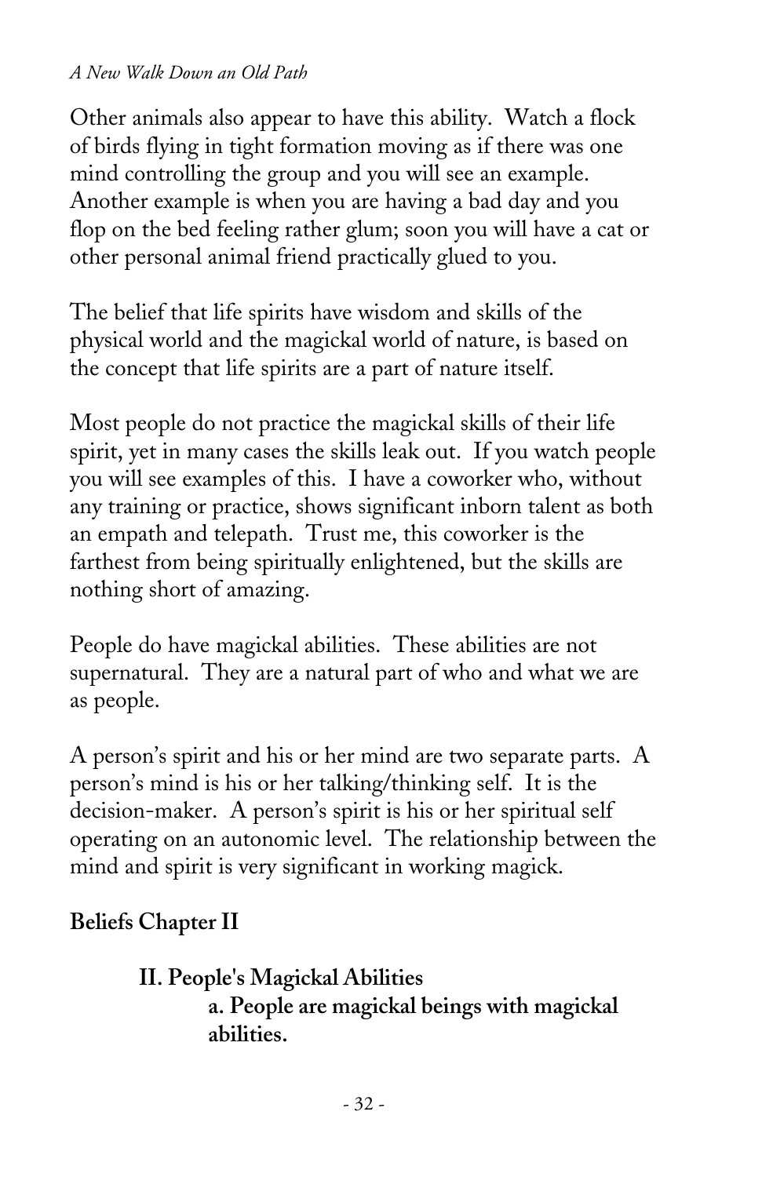Other animals also appear to have this ability. Watch a flock of birds flying in tight formation moving as if there was one mind controlling the group and you will see an example. Another example is when you are having a bad day and you flop on the bed feeling rather glum; soon you will have a cat or other personal animal friend practically glued to you.

The belief that life spirits have wisdom and skills of the physical world and the magickal world of nature, is based on the concept that life spirits are a part of nature itself.

Most people do not practice the magickal skills of their life spirit, yet in many cases the skills leak out. If you watch people you will see examples of this. I have a coworker who, without any training or practice, shows significant inborn talent as both an empath and telepath. Trust me, this coworker is the farthest from being spiritually enlightened, but the skills are nothing short of amazing.

People do have magickal abilities. These abilities are not supernatural. They are a natural part of who and what we are as people.

A person's spirit and his or her mind are two separate parts. A person's mind is his or her talking/thinking self. It is the decision-maker. A person's spirit is his or her spiritual self operating on an autonomic level. The relationship between the mind and spirit is very significant in working magick.

**Beliefs Chapter II**

> **II. People's Magickal Abilities**
>
> > **a. People are magickal beings with magickal abilities.**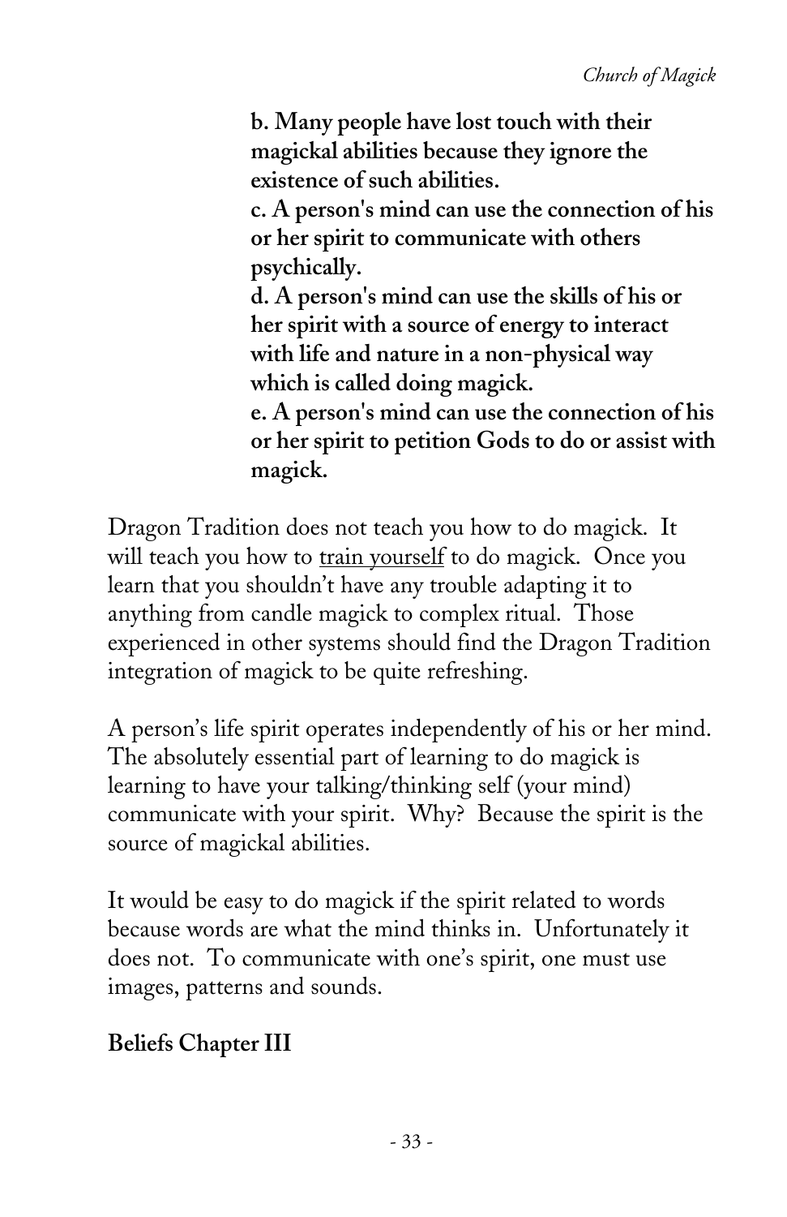**b. Many people have lost touch with their magickal abilities because they ignore the existence of such abilities.**

**c. A person's mind can use the connection of his or her spirit to communicate with others psychically.**

**d. A person's mind can use the skills of his or her spirit with a source of energy to interact with life and nature in a non-physical way which is called doing magick.**

**e. A person's mind can use the connection of his or her spirit to petition Gods to do or assist with magick.**

Dragon Tradition does not teach you how to do magick. It will teach you how to <u>train yourself</u> to do magick. Once you learn that you shouldn't have any trouble adapting it to anything from candle magick to complex ritual. Those experienced in other systems should find the Dragon Tradition integration of magick to be quite refreshing.

A person's life spirit operates independently of his or her mind. The absolutely essential part of learning to do magick is learning to have your talking/thinking self (your mind) communicate with your spirit. Why? Because the spirit is the source of magickal abilities.

It would be easy to do magick if the spirit related to words because words are what the mind thinks in. Unfortunately it does not. To communicate with one's spirit, one must use images, patterns and sounds.

**Beliefs Chapter III**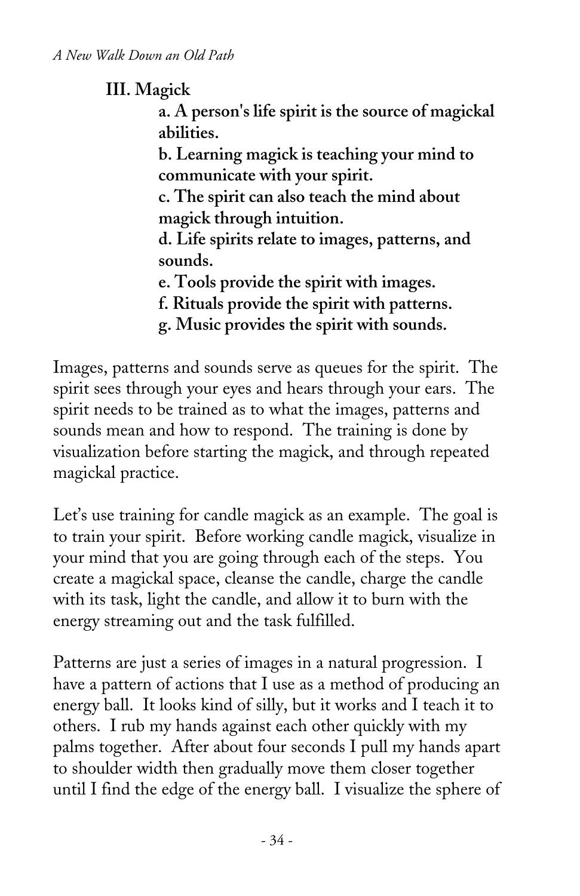### III. Magick

**a. A person's life spirit is the source of magickal abilities.**
**b. Learning magick is teaching your mind to communicate with your spirit.**
**c. The spirit can also teach the mind about magick through intuition.**
**d. Life spirits relate to images, patterns, and sounds.**
**e. Tools provide the spirit with images.**
**f. Rituals provide the spirit with patterns.**
**g. Music provides the spirit with sounds.**

Images, patterns and sounds serve as queues for the spirit. The spirit sees through your eyes and hears through your ears. The spirit needs to be trained as to what the images, patterns and sounds mean and how to respond. The training is done by visualization before starting the magick, and through repeated magickal practice.

Let's use training for candle magick as an example. The goal is to train your spirit. Before working candle magick, visualize in your mind that you are going through each of the steps. You create a magickal space, cleanse the candle, charge the candle with its task, light the candle, and allow it to burn with the energy streaming out and the task fulfilled.

Patterns are just a series of images in a natural progression. I have a pattern of actions that I use as a method of producing an energy ball. It looks kind of silly, but it works and I teach it to others. I rub my hands against each other quickly with my palms together. After about four seconds I pull my hands apart to shoulder width then gradually move them closer together until I find the edge of the energy ball. I visualize the sphere of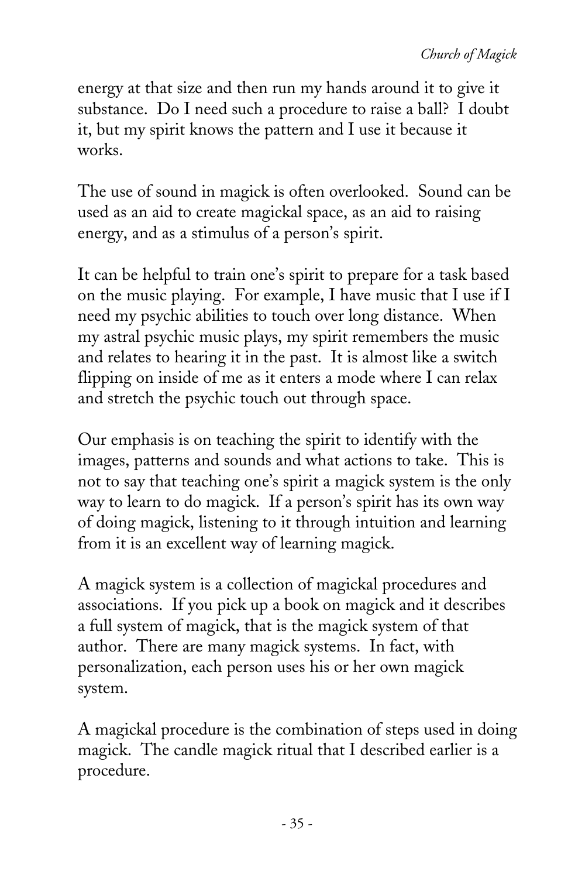energy at that size and then run my hands around it to give it substance. Do I need such a procedure to raise a ball? I doubt it, but my spirit knows the pattern and I use it because it works.

The use of sound in magick is often overlooked. Sound can be used as an aid to create magickal space, as an aid to raising energy, and as a stimulus of a person's spirit.

It can be helpful to train one's spirit to prepare for a task based on the music playing. For example, I have music that I use if I need my psychic abilities to touch over long distance. When my astral psychic music plays, my spirit remembers the music and relates to hearing it in the past. It is almost like a switch flipping on inside of me as it enters a mode where I can relax and stretch the psychic touch out through space.

Our emphasis is on teaching the spirit to identify with the images, patterns and sounds and what actions to take. This is not to say that teaching one's spirit a magick system is the only way to learn to do magick. If a person's spirit has its own way of doing magick, listening to it through intuition and learning from it is an excellent way of learning magick.

A magick system is a collection of magickal procedures and associations. If you pick up a book on magick and it describes a full system of magick, that is the magick system of that author. There are many magick systems. In fact, with personalization, each person uses his or her own magick system.

A magickal procedure is the combination of steps used in doing magick. The candle magick ritual that I described earlier is a procedure.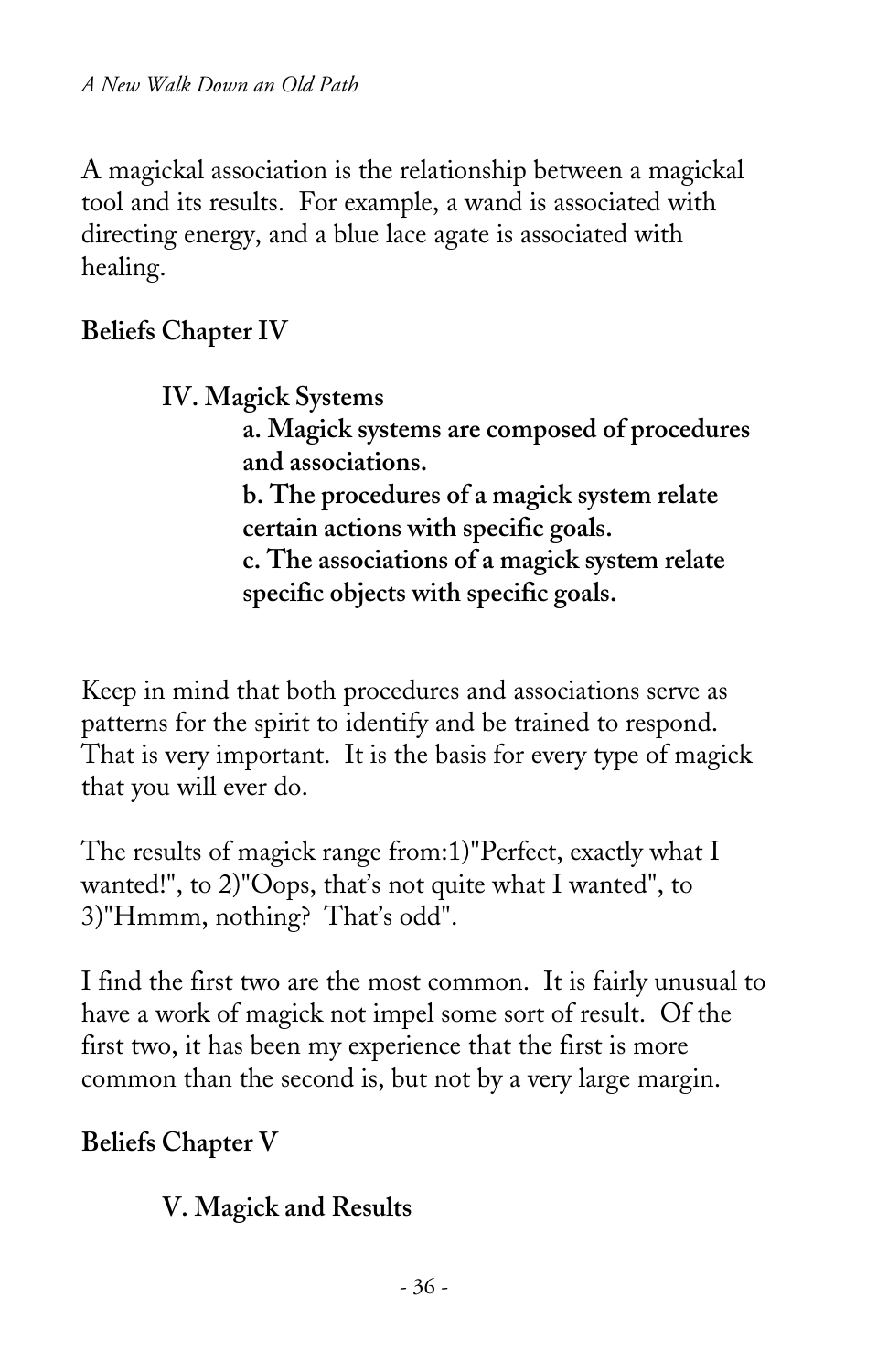A magickal association is the relationship between a magickal tool and its results. For example, a wand is associated with directing energy, and a blue lace agate is associated with healing.

**Beliefs Chapter IV**

> **IV. Magick Systems**
>
> > **a. Magick systems are composed of procedures and associations.**
> >
> > **b. The procedures of a magick system relate certain actions with specific goals.**
> >
> > **c. The associations of a magick system relate specific objects with specific goals.**

Keep in mind that both procedures and associations serve as patterns for the spirit to identify and be trained to respond. That is very important. It is the basis for every type of magick that you will ever do.

The results of magick range from:1)"Perfect, exactly what I wanted!", to 2)"Oops, that's not quite what I wanted", to 3)"Hmmm, nothing? That's odd".

I find the first two are the most common. It is fairly unusual to have a work of magick not impel some sort of result. Of the first two, it has been my experience that the first is more common than the second is, but not by a very large margin.

**Beliefs Chapter V**

> **V. Magick and Results**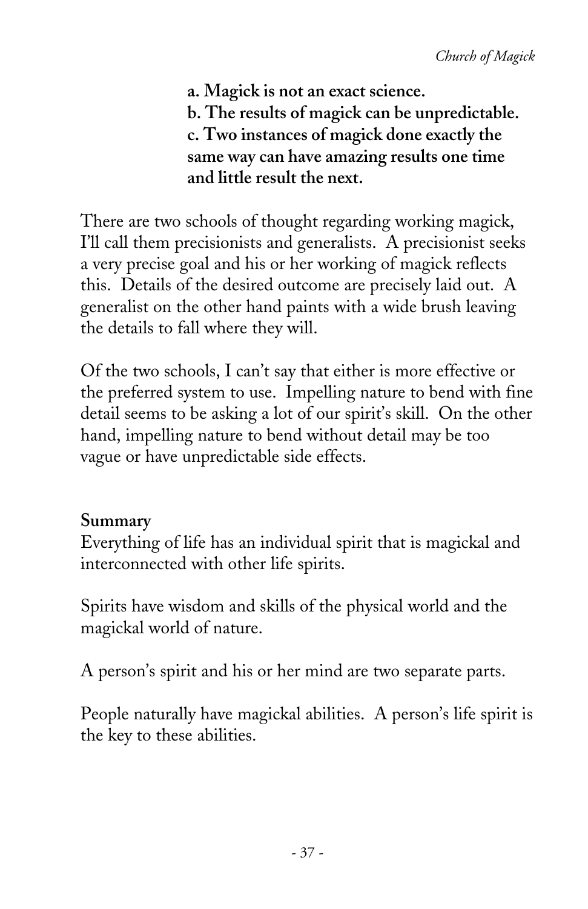**a. Magick is not an exact science.**
**b. The results of magick can be unpredictable.**
**c. Two instances of magick done exactly the same way can have amazing results one time and little result the next.**

There are two schools of thought regarding working magick, I'll call them precisionists and generalists. A precisionist seeks a very precise goal and his or her working of magick reflects this. Details of the desired outcome are precisely laid out. A generalist on the other hand paints with a wide brush leaving the details to fall where they will.

Of the two schools, I can't say that either is more effective or the preferred system to use. Impelling nature to bend with fine detail seems to be asking a lot of our spirit's skill. On the other hand, impelling nature to bend without detail may be too vague or have unpredictable side effects.

**Summary**

Everything of life has an individual spirit that is magickal and interconnected with other life spirits.

Spirits have wisdom and skills of the physical world and the magickal world of nature.

A person's spirit and his or her mind are two separate parts.

People naturally have magickal abilities. A person's life spirit is the key to these abilities.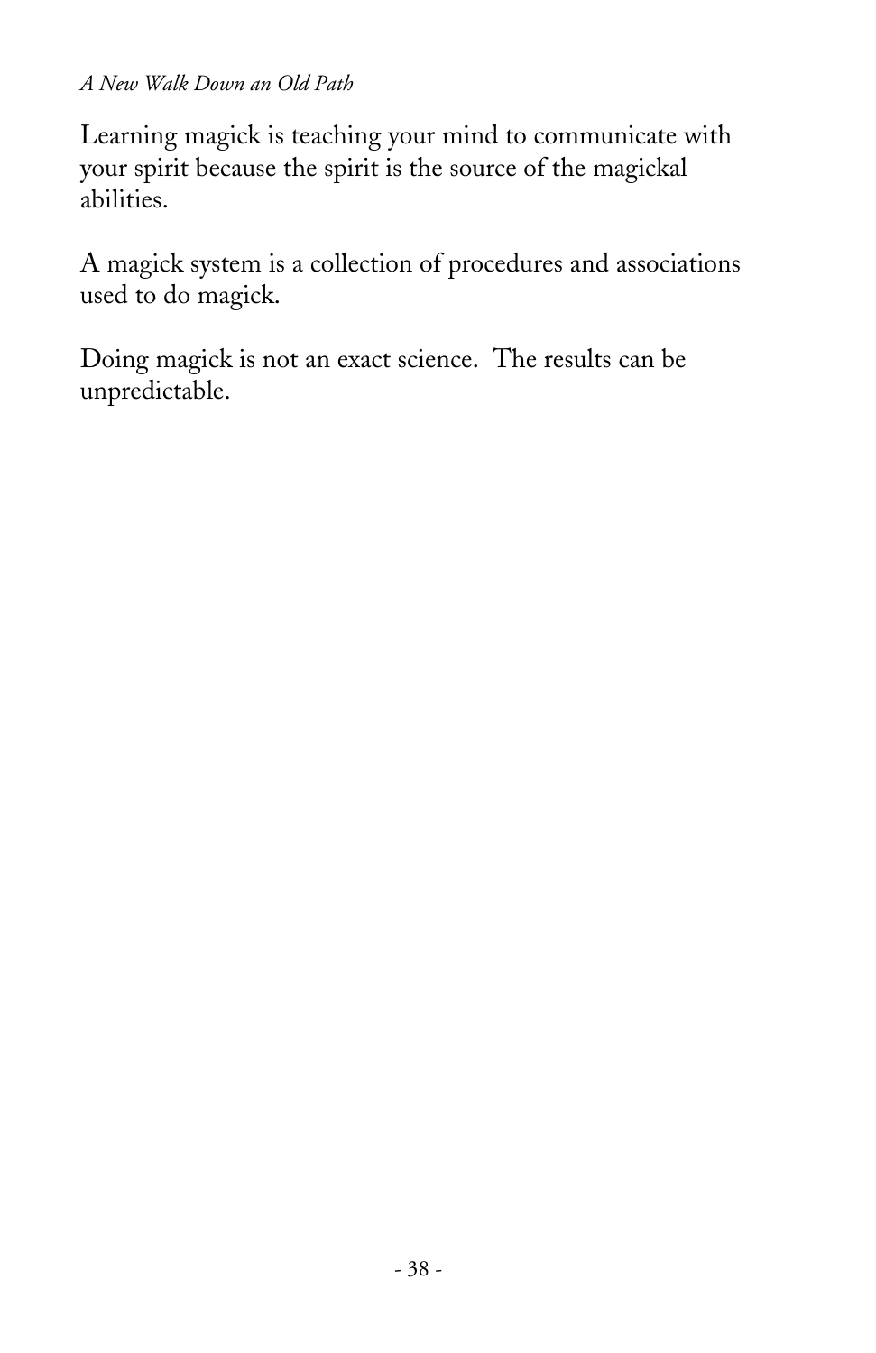Learning magick is teaching your mind to communicate with your spirit because the spirit is the source of the magickal abilities.

A magick system is a collection of procedures and associations used to do magick.

Doing magick is not an exact science.  The results can be unpredictable.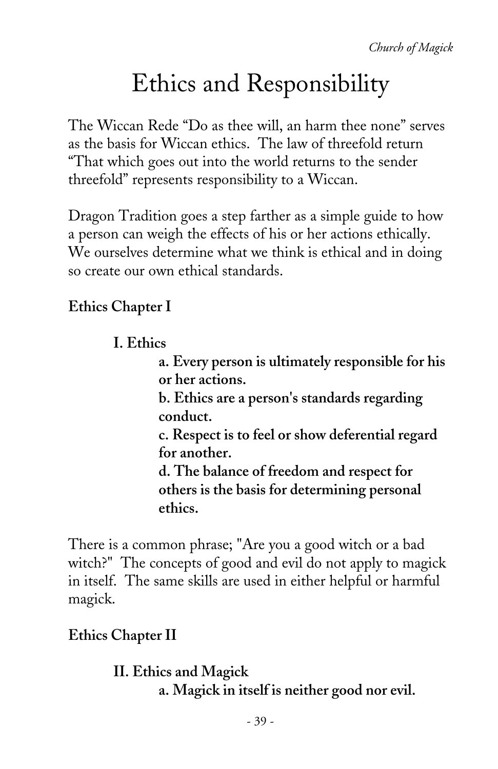# Ethics and Responsibility

The Wiccan Rede “Do as thee will, an harm thee none” serves as the basis for Wiccan ethics. The law of threefold return “That which goes out into the world returns to the sender threefold” represents responsibility to a Wiccan.

Dragon Tradition goes a step farther as a simple guide to how a person can weigh the effects of his or her actions ethically. We ourselves determine what we think is ethical and in doing so create our own ethical standards.

**Ethics Chapter I**

> **I. Ethics**
>
> > **a. Every person is ultimately responsible for his or her actions.**
> > **b. Ethics are a person's standards regarding conduct.**
> > **c. Respect is to feel or show deferential regard for another.**
> > **d. The balance of freedom and respect for others is the basis for determining personal ethics.**

There is a common phrase; "Are you a good witch or a bad witch?" The concepts of good and evil do not apply to magick in itself. The same skills are used in either helpful or harmful magick.

**Ethics Chapter II**

> **II. Ethics and Magick**
>
> > **a. Magick in itself is neither good nor evil.**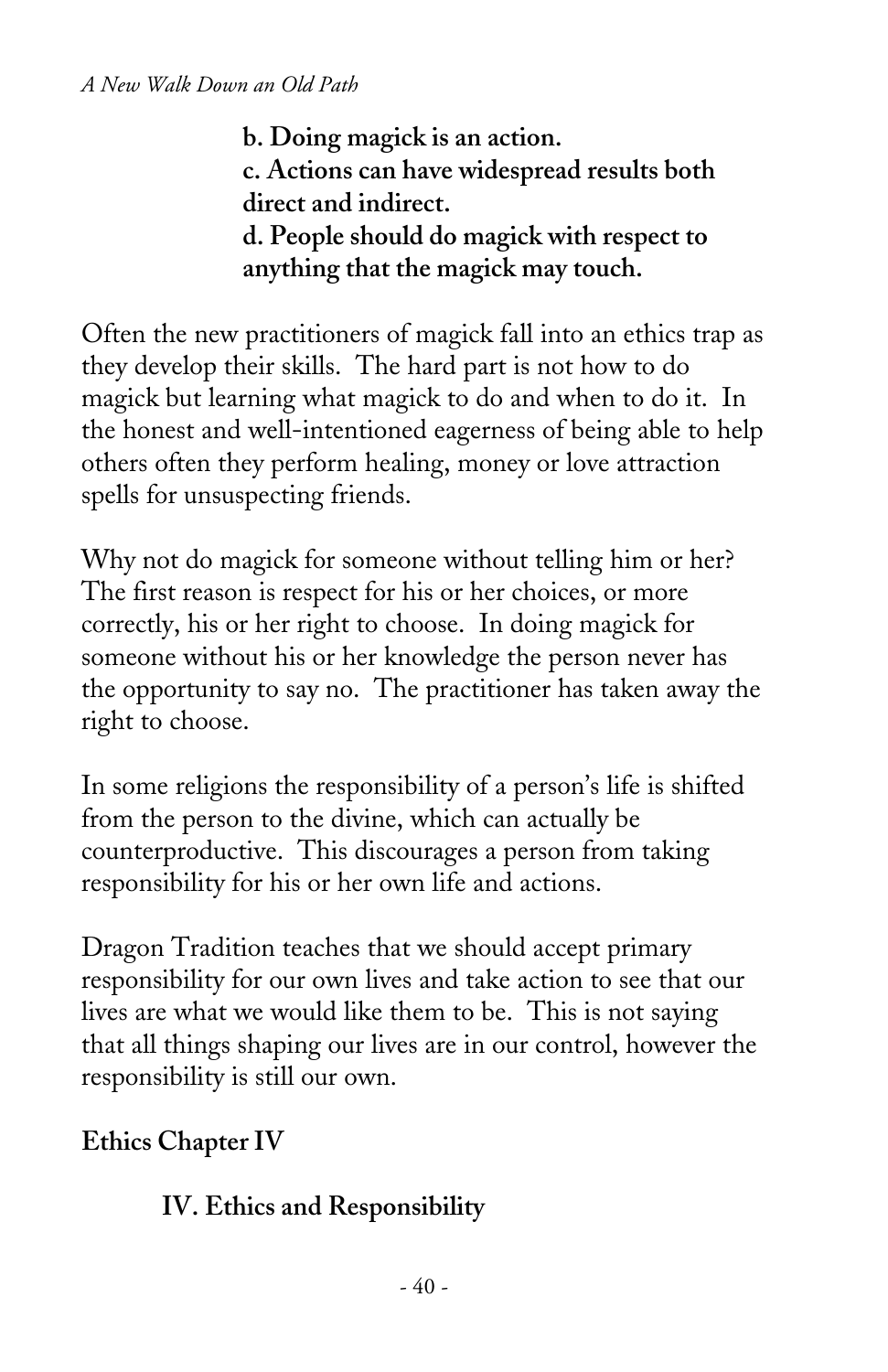**b. Doing magick is an action.**
**c. Actions can have widespread results both direct and indirect.**
**d. People should do magick with respect to anything that the magick may touch.**

Often the new practitioners of magick fall into an ethics trap as they develop their skills. The hard part is not how to do magick but learning what magick to do and when to do it. In the honest and well-intentioned eagerness of being able to help others often they perform healing, money or love attraction spells for unsuspecting friends.

Why not do magick for someone without telling him or her? The first reason is respect for his or her choices, or more correctly, his or her right to choose. In doing magick for someone without his or her knowledge the person never has the opportunity to say no. The practitioner has taken away the right to choose.

In some religions the responsibility of a person's life is shifted from the person to the divine, which can actually be counterproductive. This discourages a person from taking responsibility for his or her own life and actions.

Dragon Tradition teaches that we should accept primary responsibility for our own lives and take action to see that our lives are what we would like them to be. This is not saying that all things shaping our lives are in our control, however the responsibility is still our own.

## Ethics Chapter IV

### IV. Ethics and Responsibility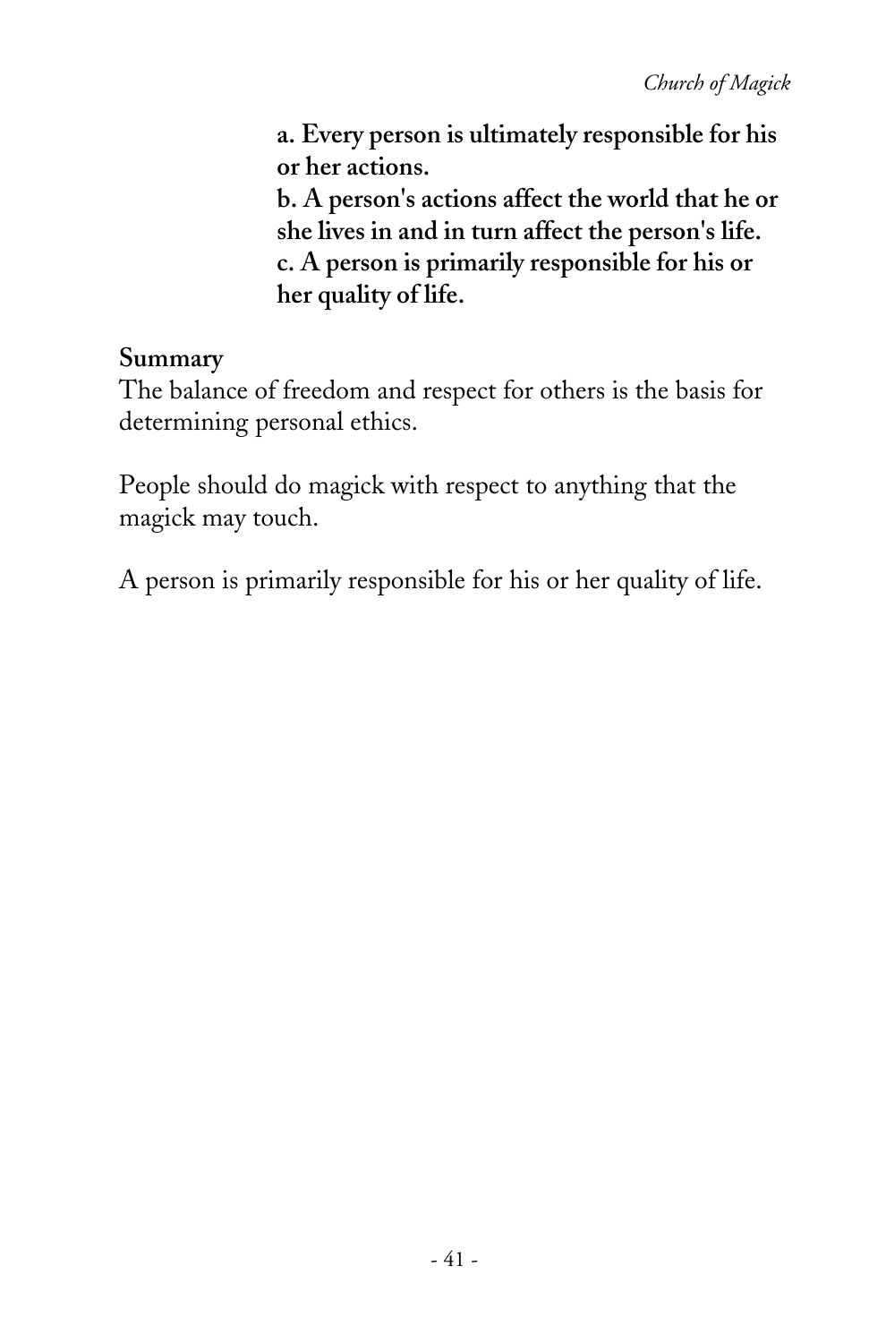**a. Every person is ultimately responsible for his or her actions.**
**b. A person's actions affect the world that he or she lives in and in turn affect the person's life.**
**c. A person is primarily responsible for his or her quality of life.**

**Summary**

The balance of freedom and respect for others is the basis for determining personal ethics.

People should do magick with respect to anything that the magick may touch.

A person is primarily responsible for his or her quality of life.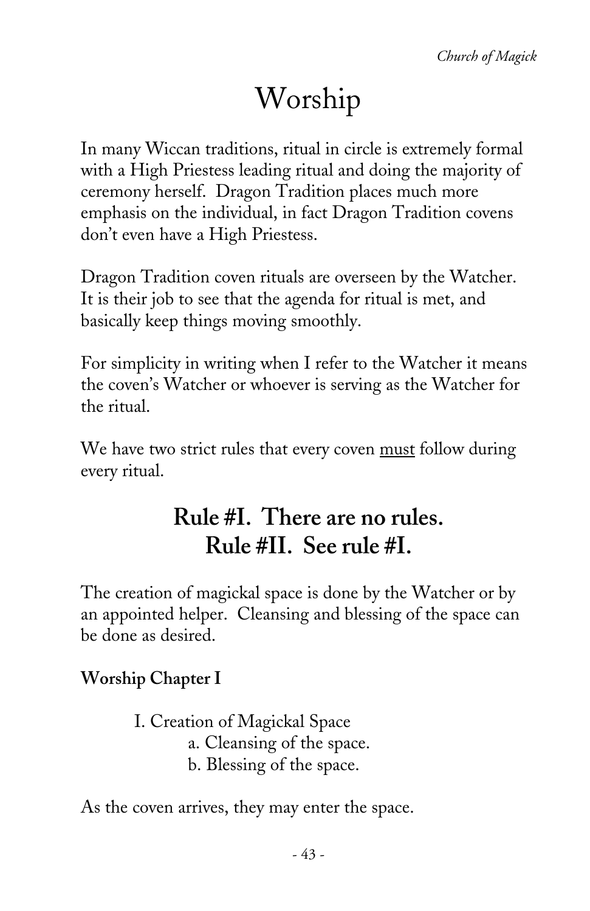# Worship

In many Wiccan traditions, ritual in circle is extremely formal with a High Priestess leading ritual and doing the majority of ceremony herself. Dragon Tradition places much more emphasis on the individual, in fact Dragon Tradition covens don't even have a High Priestess.

Dragon Tradition coven rituals are overseen by the Watcher. It is their job to see that the agenda for ritual is met, and basically keep things moving smoothly.

For simplicity in writing when I refer to the Watcher it means the coven's Watcher or whoever is serving as the Watcher for the ritual.

We have two strict rules that every coven <u>must</u> follow during every ritual.

## Rule #I. There are no rules.
## Rule #II. See rule #I.

The creation of magickal space is done by the Watcher or by an appointed helper. Cleansing and blessing of the space can be done as desired.

**Worship Chapter I**

- I. Creation of Magickal Space
  - a. Cleansing of the space.
  - b. Blessing of the space.

As the coven arrives, they may enter the space.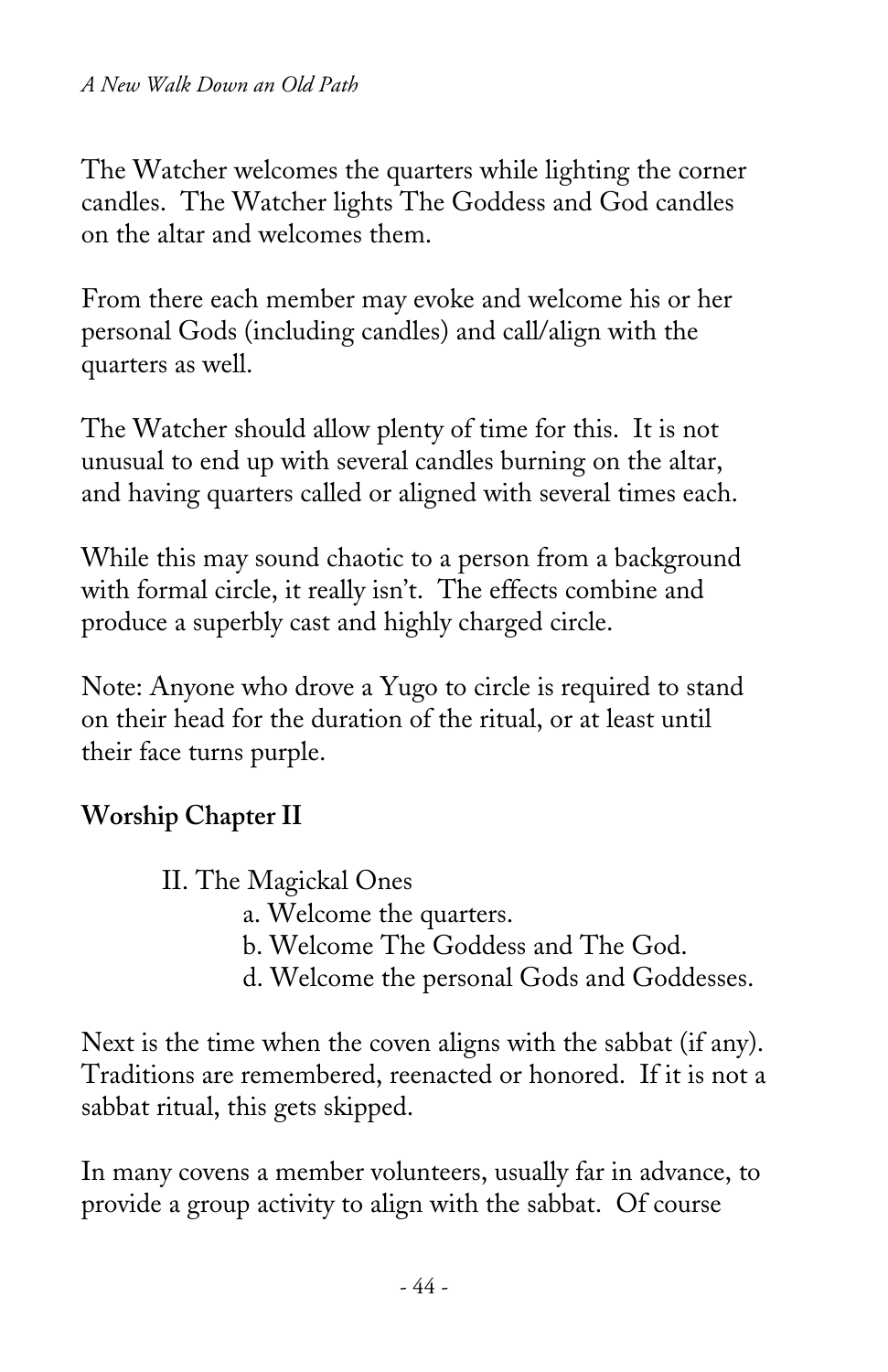The Watcher welcomes the quarters while lighting the corner candles. The Watcher lights The Goddess and God candles on the altar and welcomes them.

From there each member may evoke and welcome his or her personal Gods (including candles) and call/align with the quarters as well.

The Watcher should allow plenty of time for this. It is not unusual to end up with several candles burning on the altar, and having quarters called or aligned with several times each.

While this may sound chaotic to a person from a background with formal circle, it really isn't. The effects combine and produce a superbly cast and highly charged circle.

Note: Anyone who drove a Yugo to circle is required to stand on their head for the duration of the ritual, or at least until their face turns purple.

**Worship Chapter II**

> II. The Magickal Ones
>
> > a. Welcome the quarters.
> > b. Welcome The Goddess and The God.
> > d. Welcome the personal Gods and Goddesses.

Next is the time when the coven aligns with the sabbat (if any). Traditions are remembered, reenacted or honored. If it is not a sabbat ritual, this gets skipped.

In many covens a member volunteers, usually far in advance, to provide a group activity to align with the sabbat. Of course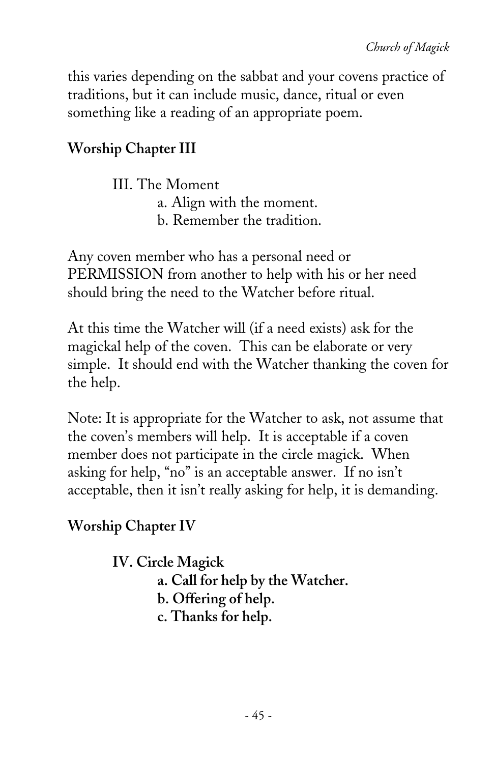this varies depending on the sabbat and your covens practice of traditions, but it can include music, dance, ritual or even something like a reading of an appropriate poem.

**Worship Chapter III**

III. The Moment
- a. Align with the moment.
- b. Remember the tradition.

Any coven member who has a personal need or PERMISSION from another to help with his or her need should bring the need to the Watcher before ritual.

At this time the Watcher will (if a need exists) ask for the magickal help of the coven. This can be elaborate or very simple. It should end with the Watcher thanking the coven for the help.

Note: It is appropriate for the Watcher to ask, not assume that the coven's members will help. It is acceptable if a coven member does not participate in the circle magick. When asking for help, "no" is an acceptable answer. If no isn't acceptable, then it isn't really asking for help, it is demanding.

**Worship Chapter IV**

**IV. Circle Magick**
- **a. Call for help by the Watcher.**
- **b. Offering of help.**
- **c. Thanks for help.**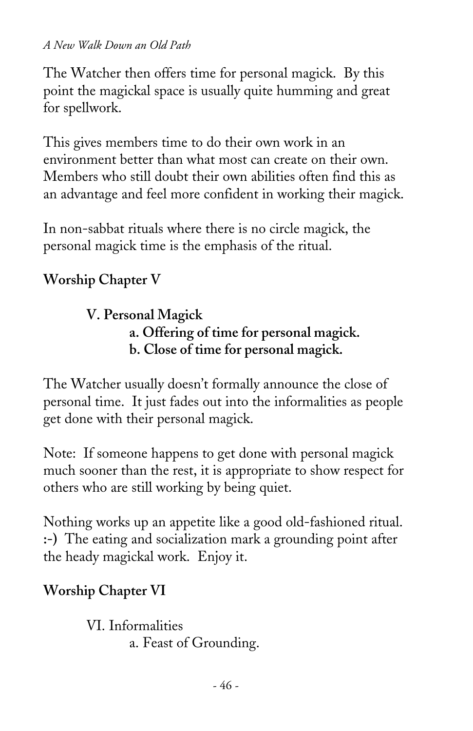The Watcher then offers time for personal magick. By this point the magickal space is usually quite humming and great for spellwork.

This gives members time to do their own work in an environment better than what most can create on their own. Members who still doubt their own abilities often find this as an advantage and feel more confident in working their magick.

In non-sabbat rituals where there is no circle magick, the personal magick time is the emphasis of the ritual.

**Worship Chapter V**

> **V. Personal Magick**
> > **a. Offering of time for personal magick.**
> > **b. Close of time for personal magick.**

The Watcher usually doesn't formally announce the close of personal time. It just fades out into the informalities as people get done with their personal magick.

Note: If someone happens to get done with personal magick much sooner than the rest, it is appropriate to show respect for others who are still working by being quiet.

Nothing works up an appetite like a good old-fashioned ritual. **:-)** The eating and socialization mark a grounding point after the heady magickal work. Enjoy it.

**Worship Chapter VI**

> VI. Informalities
> > a. Feast of Grounding.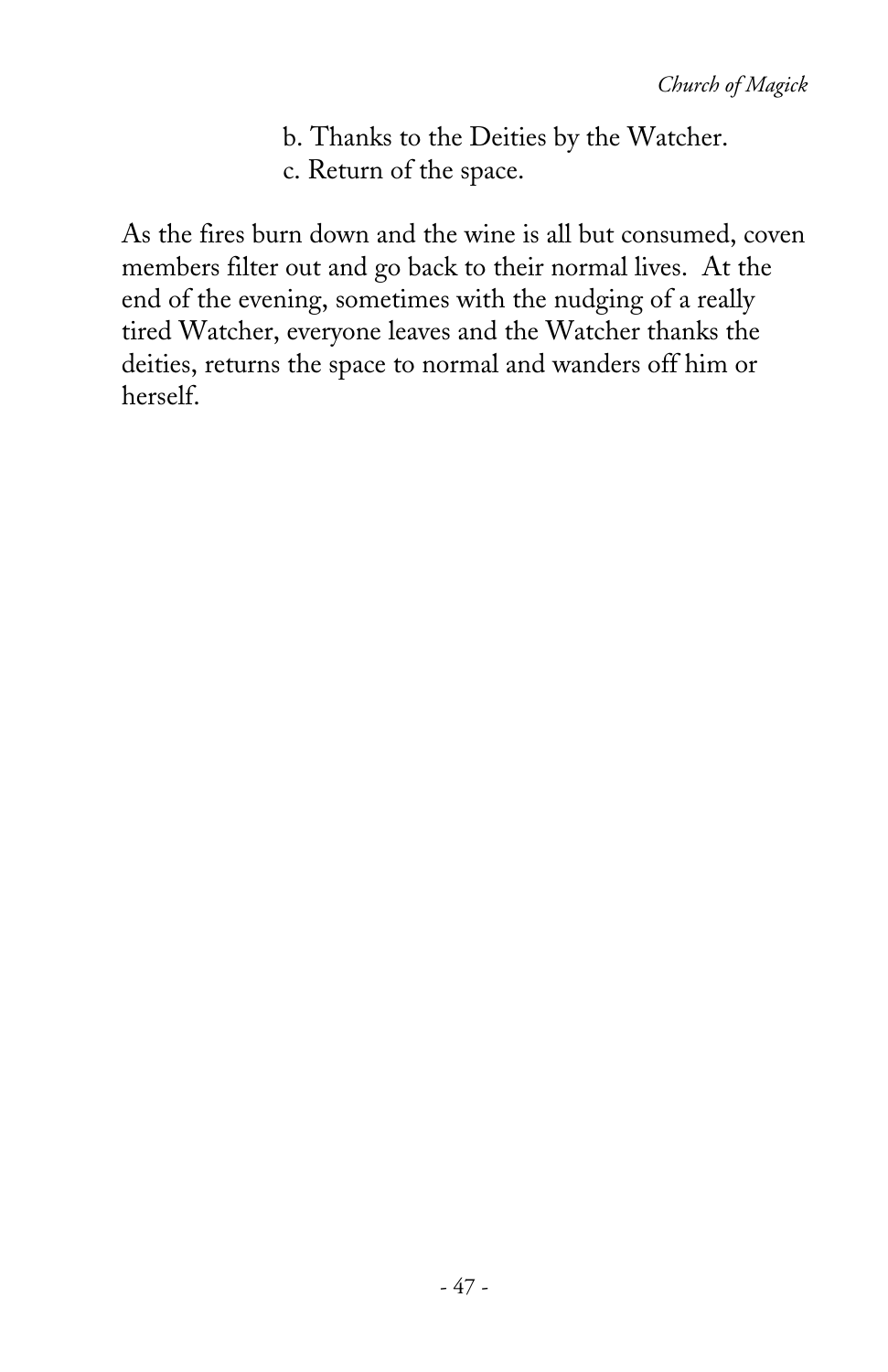b. Thanks to the Deities by the Watcher.
c. Return of the space.

As the fires burn down and the wine is all but consumed, coven members filter out and go back to their normal lives.  At the end of the evening, sometimes with the nudging of a really tired Watcher, everyone leaves and the Watcher thanks the deities, returns the space to normal and wanders off him or herself.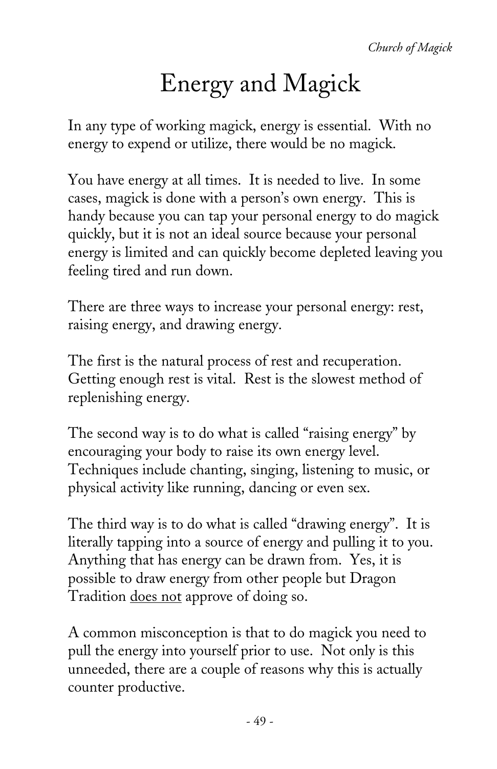# Energy and Magick

In any type of working magick, energy is essential. With no energy to expend or utilize, there would be no magick.

You have energy at all times. It is needed to live. In some cases, magick is done with a person's own energy. This is handy because you can tap your personal energy to do magick quickly, but it is not an ideal source because your personal energy is limited and can quickly become depleted leaving you feeling tired and run down.

There are three ways to increase your personal energy: rest, raising energy, and drawing energy.

The first is the natural process of rest and recuperation. Getting enough rest is vital. Rest is the slowest method of replenishing energy.

The second way is to do what is called "raising energy" by encouraging your body to raise its own energy level. Techniques include chanting, singing, listening to music, or physical activity like running, dancing or even sex.

The third way is to do what is called "drawing energy". It is literally tapping into a source of energy and pulling it to you. Anything that has energy can be drawn from. Yes, it is possible to draw energy from other people but Dragon Tradition <u>does not</u> approve of doing so.

A common misconception is that to do magick you need to pull the energy into yourself prior to use. Not only is this unneeded, there are a couple of reasons why this is actually counter productive.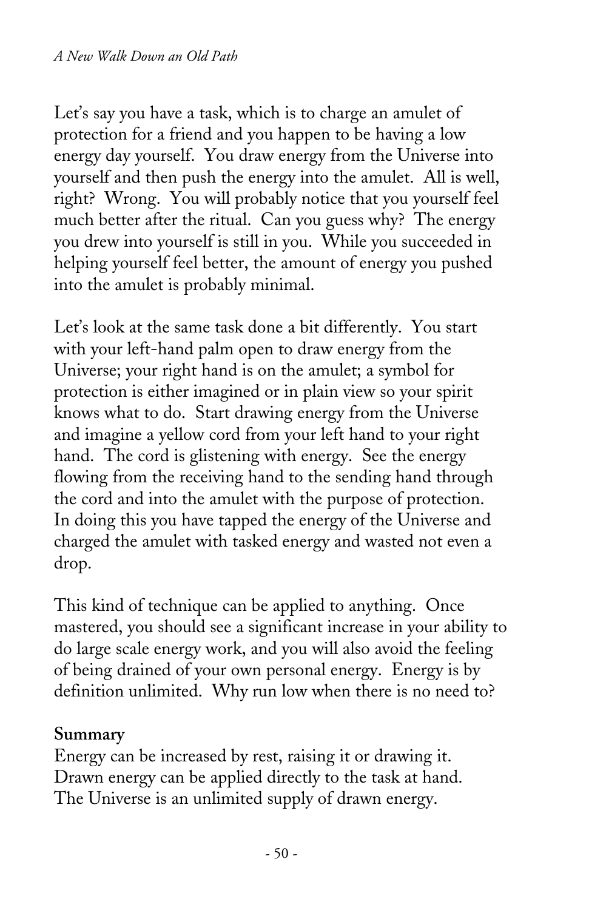Let’s say you have a task, which is to charge an amulet of protection for a friend and you happen to be having a low energy day yourself. You draw energy from the Universe into yourself and then push the energy into the amulet. All is well, right? Wrong. You will probably notice that you yourself feel much better after the ritual. Can you guess why? The energy you drew into yourself is still in you. While you succeeded in helping yourself feel better, the amount of energy you pushed into the amulet is probably minimal.

Let’s look at the same task done a bit differently. You start with your left-hand palm open to draw energy from the Universe; your right hand is on the amulet; a symbol for protection is either imagined or in plain view so your spirit knows what to do. Start drawing energy from the Universe and imagine a yellow cord from your left hand to your right hand. The cord is glistening with energy. See the energy flowing from the receiving hand to the sending hand through the cord and into the amulet with the purpose of protection. In doing this you have tapped the energy of the Universe and charged the amulet with tasked energy and wasted not even a drop.

This kind of technique can be applied to anything. Once mastered, you should see a significant increase in your ability to do large scale energy work, and you will also avoid the feeling of being drained of your own personal energy. Energy is by definition unlimited. Why run low when there is no need to?

**Summary**

Energy can be increased by rest, raising it or drawing it.
Drawn energy can be applied directly to the task at hand.
The Universe is an unlimited supply of drawn energy.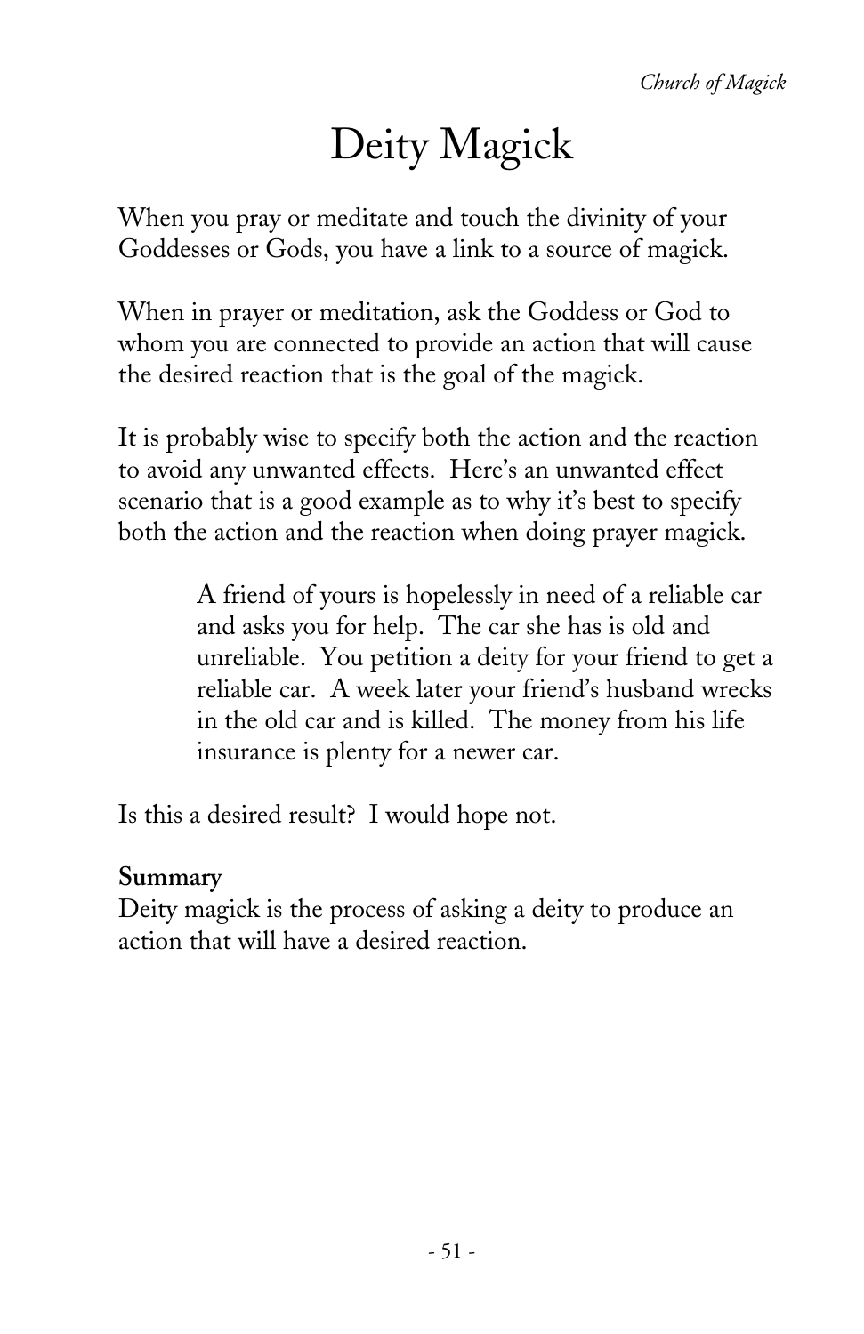# Deity Magick

When you pray or meditate and touch the divinity of your Goddesses or Gods, you have a link to a source of magick.

When in prayer or meditation, ask the Goddess or God to whom you are connected to provide an action that will cause the desired reaction that is the goal of the magick.

It is probably wise to specify both the action and the reaction to avoid any unwanted effects. Here's an unwanted effect scenario that is a good example as to why it's best to specify both the action and the reaction when doing prayer magick.

> A friend of yours is hopelessly in need of a reliable car and asks you for help. The car she has is old and unreliable. You petition a deity for your friend to get a reliable car. A week later your friend's husband wrecks in the old car and is killed. The money from his life insurance is plenty for a newer car.

Is this a desired result? I would hope not.

**Summary**
Deity magick is the process of asking a deity to produce an action that will have a desired reaction.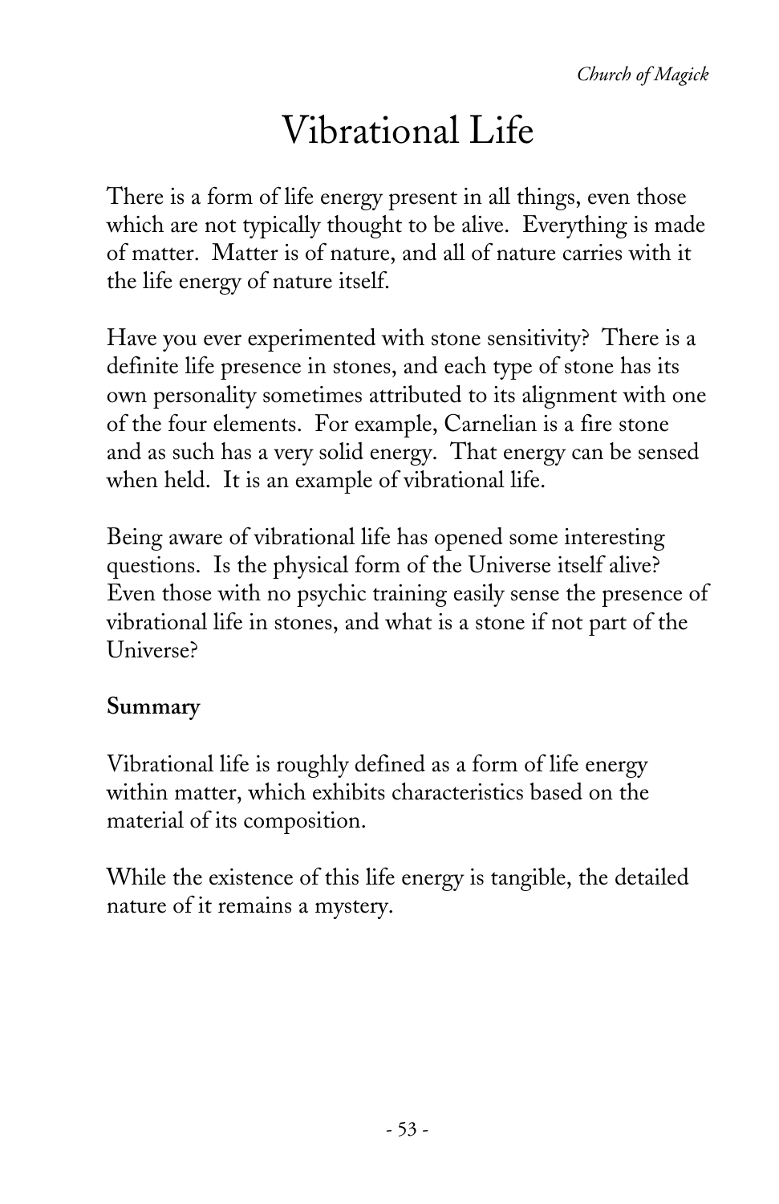# Vibrational Life

There is a form of life energy present in all things, even those which are not typically thought to be alive. Everything is made of matter. Matter is of nature, and all of nature carries with it the life energy of nature itself.

Have you ever experimented with stone sensitivity? There is a definite life presence in stones, and each type of stone has its own personality sometimes attributed to its alignment with one of the four elements. For example, Carnelian is a fire stone and as such has a very solid energy. That energy can be sensed when held. It is an example of vibrational life.

Being aware of vibrational life has opened some interesting questions. Is the physical form of the Universe itself alive? Even those with no psychic training easily sense the presence of vibrational life in stones, and what is a stone if not part of the Universe?

**Summary**

Vibrational life is roughly defined as a form of life energy within matter, which exhibits characteristics based on the material of its composition.

While the existence of this life energy is tangible, the detailed nature of it remains a mystery.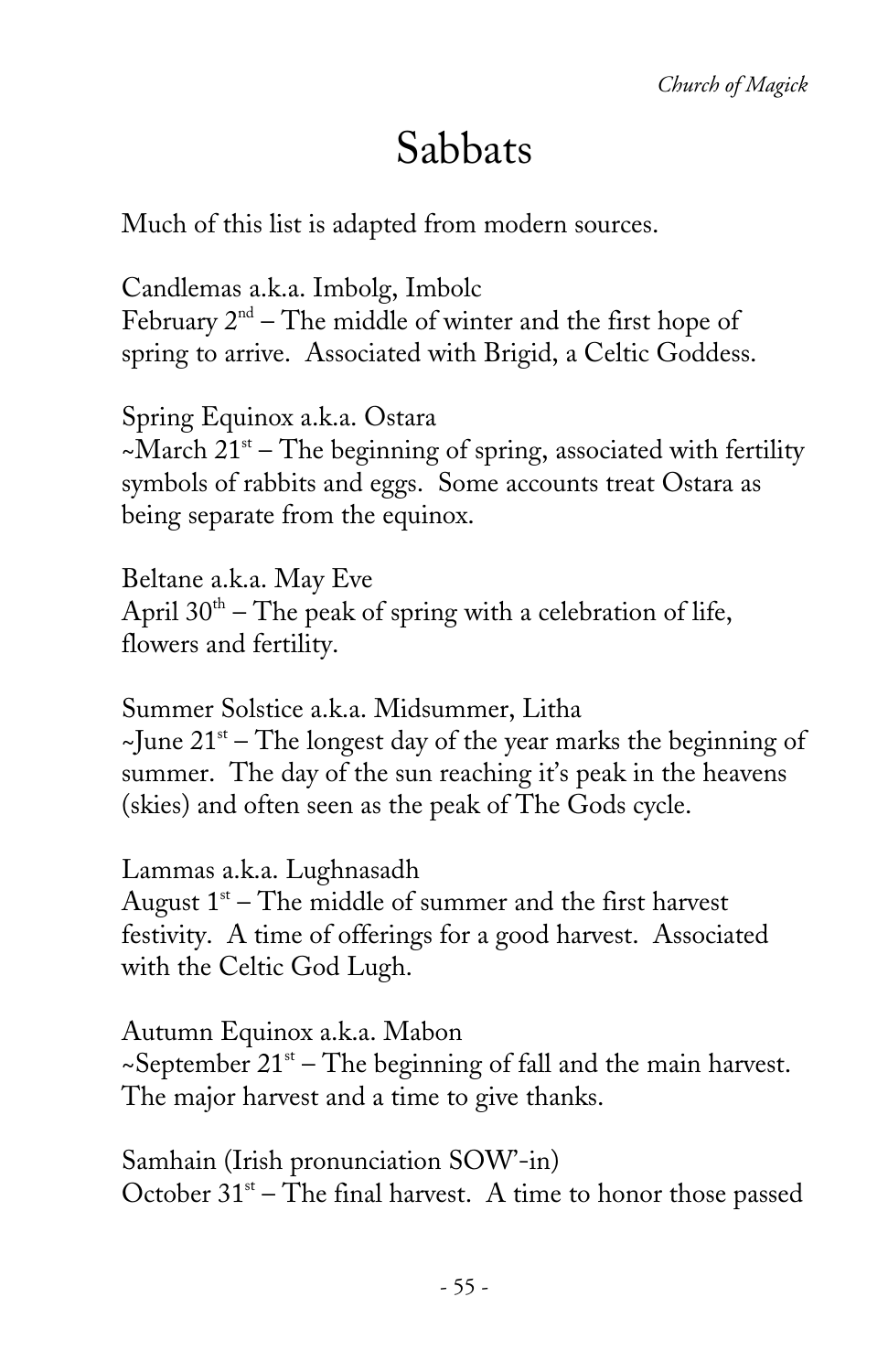# Sabbats

Much of this list is adapted from modern sources.

Candlemas a.k.a. Imbolg, Imbolc
February 2nd – The middle of winter and the first hope of spring to arrive. Associated with Brigid, a Celtic Goddess.

Spring Equinox a.k.a. Ostara
~March 21st – The beginning of spring, associated with fertility symbols of rabbits and eggs. Some accounts treat Ostara as being separate from the equinox.

Beltane a.k.a. May Eve
April 30th – The peak of spring with a celebration of life, flowers and fertility.

Summer Solstice a.k.a. Midsummer, Litha
~June 21st – The longest day of the year marks the beginning of summer. The day of the sun reaching it's peak in the heavens (skies) and often seen as the peak of The Gods cycle.

Lammas a.k.a. Lughnasadh
August 1st – The middle of summer and the first harvest festivity. A time of offerings for a good harvest. Associated with the Celtic God Lugh.

Autumn Equinox a.k.a. Mabon
~September 21st – The beginning of fall and the main harvest. The major harvest and a time to give thanks.

Samhain (Irish pronunciation SOW'-in)
October 31st – The final harvest. A time to honor those passed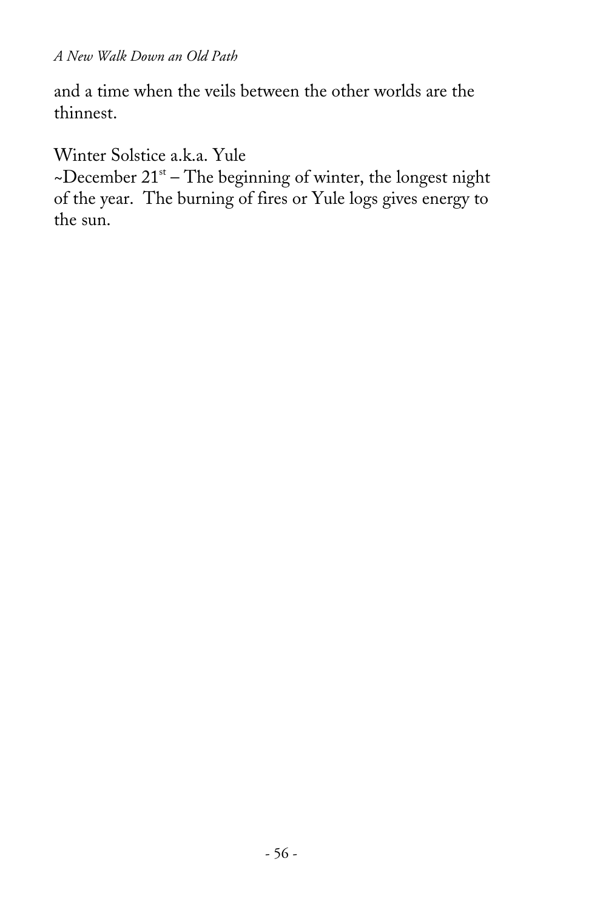and a time when the veils between the other worlds are the thinnest.

Winter Solstice a.k.a. Yule
~December 21st – The beginning of winter, the longest night of the year. The burning of fires or Yule logs gives energy to the sun.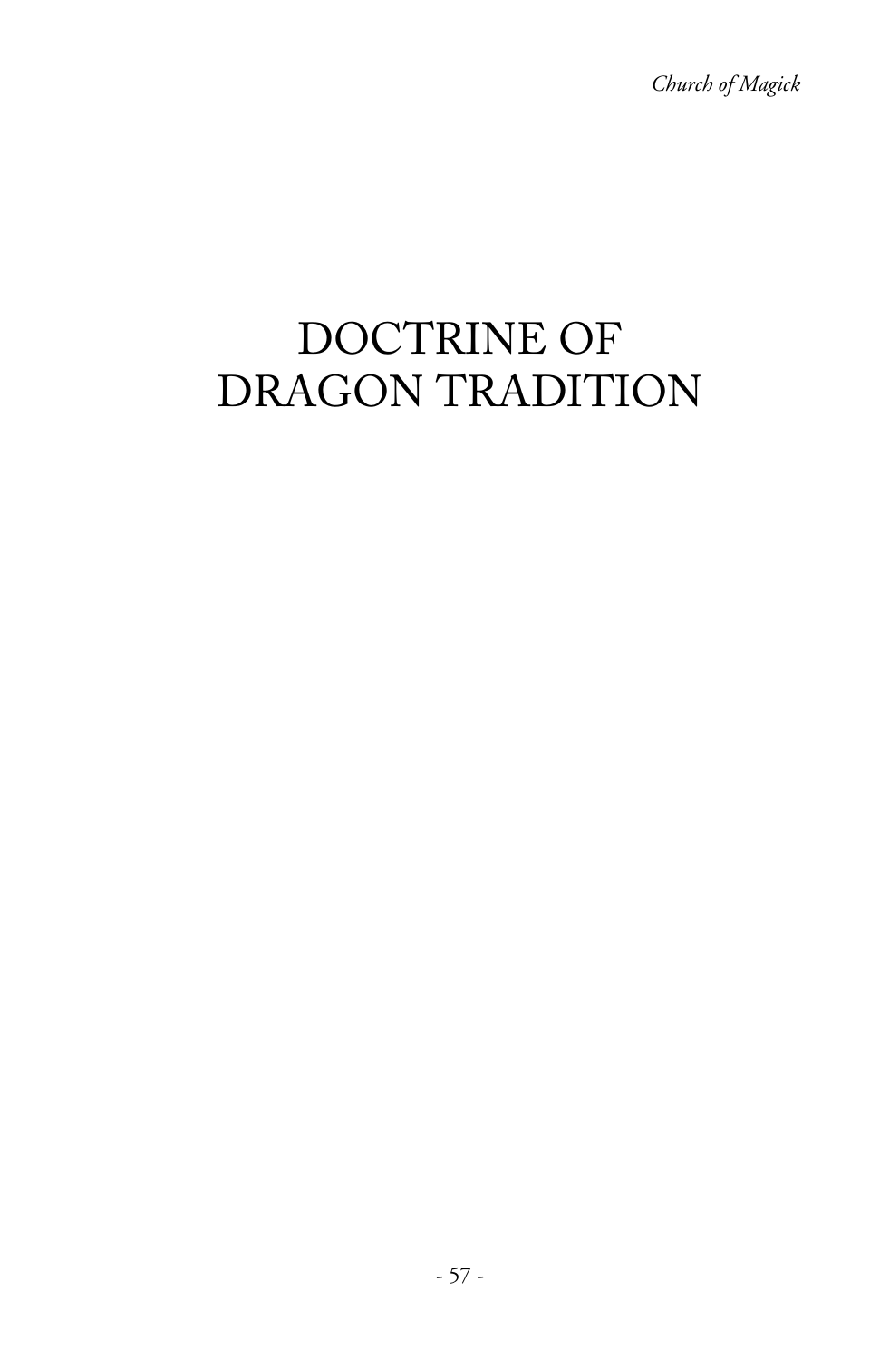# DOCTRINE OF DRAGON TRADITION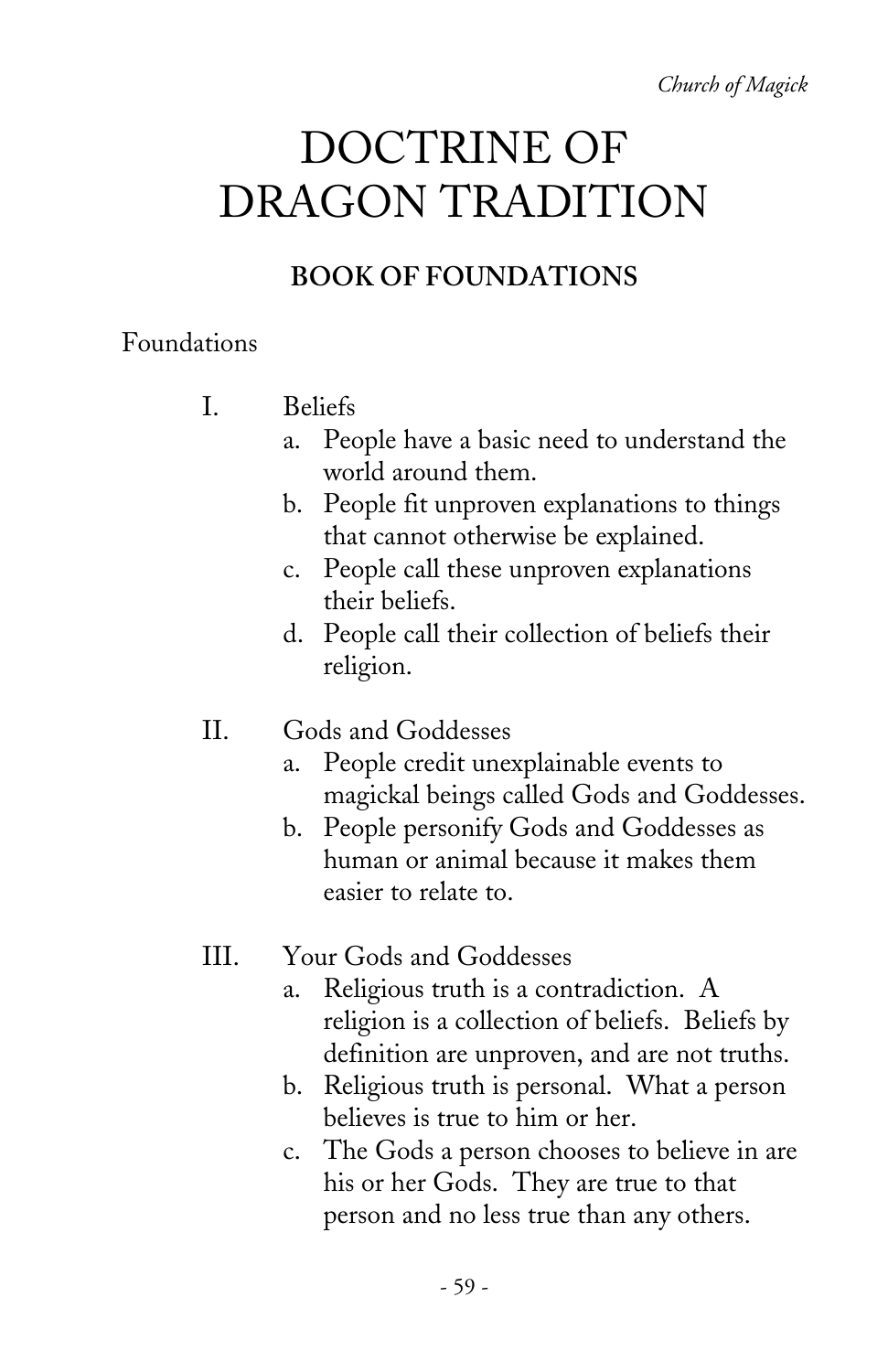# DOCTRINE OF DRAGON TRADITION

## BOOK OF FOUNDATIONS

Foundations

I. Beliefs
   a. People have a basic need to understand the world around them.
   b. People fit unproven explanations to things that cannot otherwise be explained.
   c. People call these unproven explanations their beliefs.
   d. People call their collection of beliefs their religion.

II. Gods and Goddesses
   a. People credit unexplainable events to magickal beings called Gods and Goddesses.
   b. People personify Gods and Goddesses as human or animal because it makes them easier to relate to.

III. Your Gods and Goddesses
   a. Religious truth is a contradiction. A religion is a collection of beliefs. Beliefs by definition are unproven, and are not truths.
   b. Religious truth is personal. What a person believes is true to him or her.
   c. The Gods a person chooses to believe in are his or her Gods. They are true to that person and no less true than any others.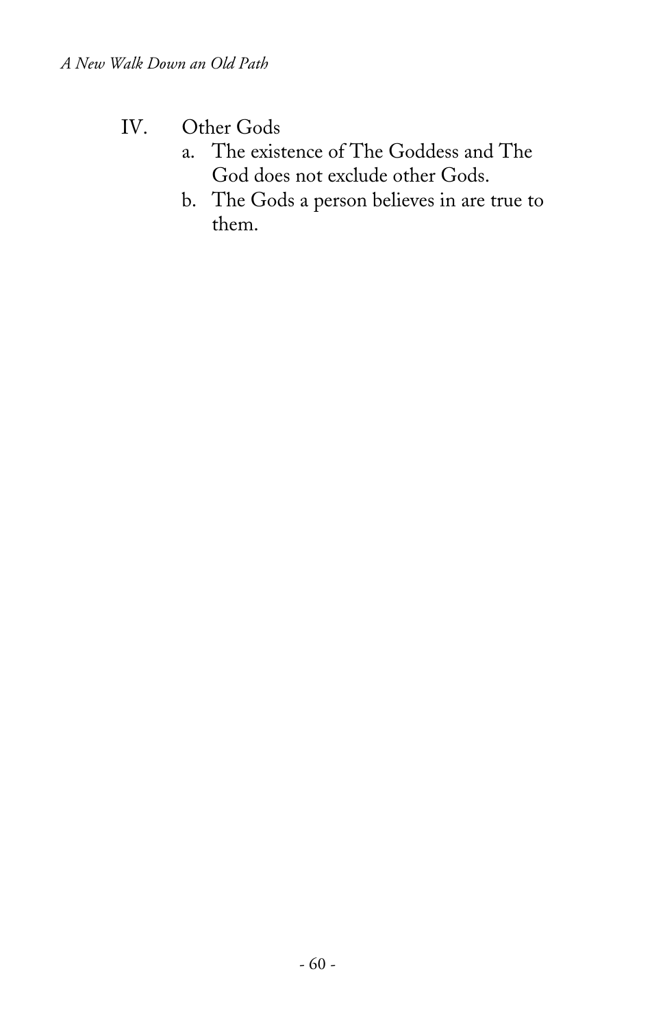IV. Other Gods

   a. The existence of The Goddess and The God does not exclude other Gods.
   b. The Gods a person believes in are true to them.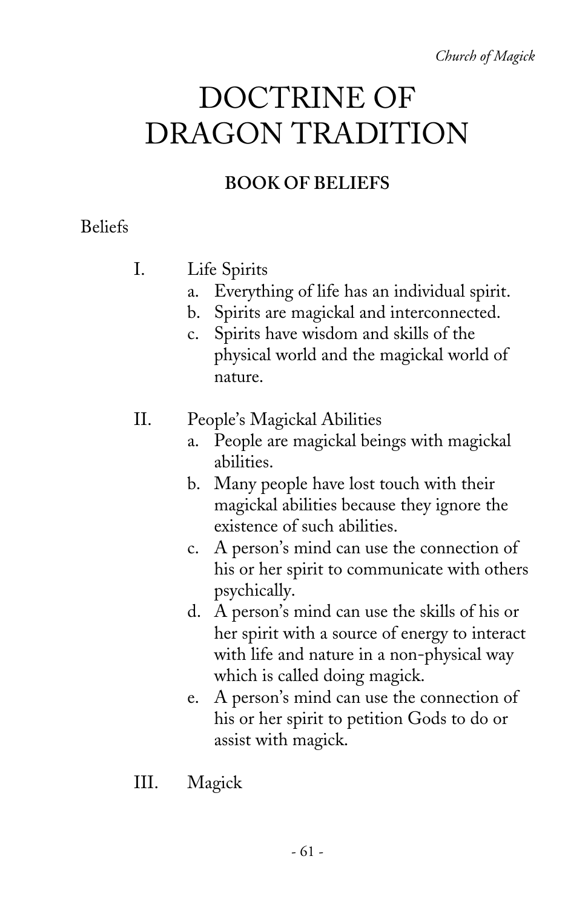# DOCTRINE OF DRAGON TRADITION

## BOOK OF BELIEFS

Beliefs

I. Life Spirits
   a. Everything of life has an individual spirit.
   b. Spirits are magickal and interconnected.
   c. Spirits have wisdom and skills of the physical world and the magickal world of nature.

II. People's Magickal Abilities
   a. People are magickal beings with magickal abilities.
   b. Many people have lost touch with their magickal abilities because they ignore the existence of such abilities.
   c. A person's mind can use the connection of his or her spirit to communicate with others psychically.
   d. A person's mind can use the skills of his or her spirit with a source of energy to interact with life and nature in a non-physical way which is called doing magick.
   e. A person's mind can use the connection of his or her spirit to petition Gods to do or assist with magick.

III. Magick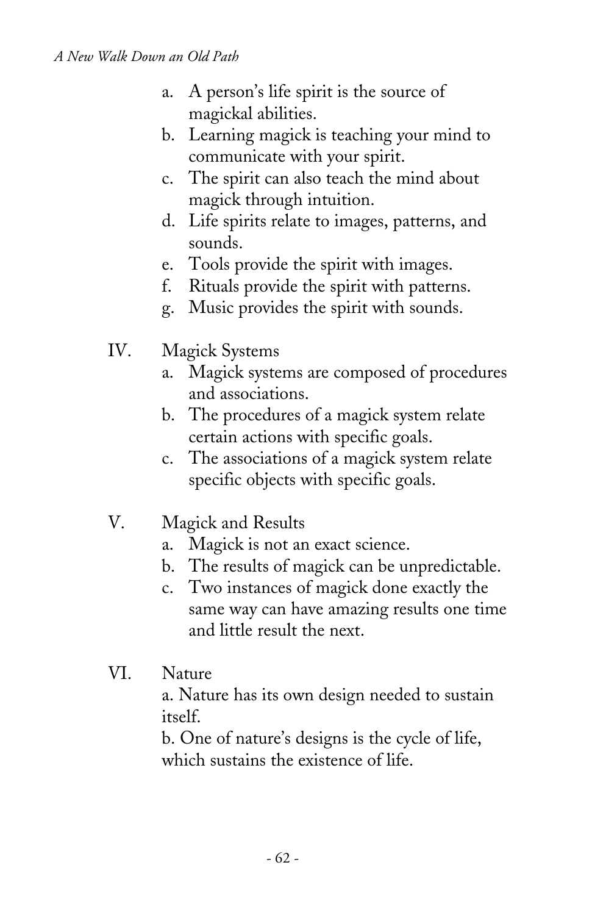a. A person's life spirit is the source of magickal abilities.
   b. Learning magick is teaching your mind to communicate with your spirit.
   c. The spirit can also teach the mind about magick through intuition.
   d. Life spirits relate to images, patterns, and sounds.
   e. Tools provide the spirit with images.
   f. Rituals provide the spirit with patterns.
   g. Music provides the spirit with sounds.

IV. Magick Systems
   a. Magick systems are composed of procedures and associations.
   b. The procedures of a magick system relate certain actions with specific goals.
   c. The associations of a magick system relate specific objects with specific goals.

V. Magick and Results
   a. Magick is not an exact science.
   b. The results of magick can be unpredictable.
   c. Two instances of magick done exactly the same way can have amazing results one time and little result the next.

VI. Nature
   a. Nature has its own design needed to sustain itself.
   b. One of nature's designs is the cycle of life, which sustains the existence of life.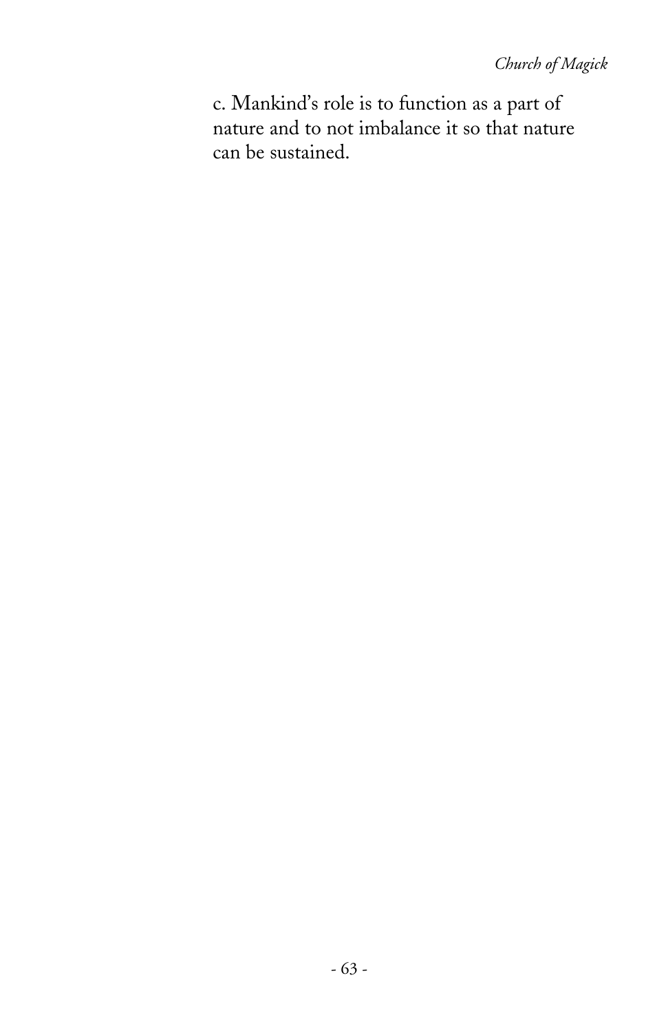c. Mankind's role is to function as a part of nature and to not imbalance it so that nature can be sustained.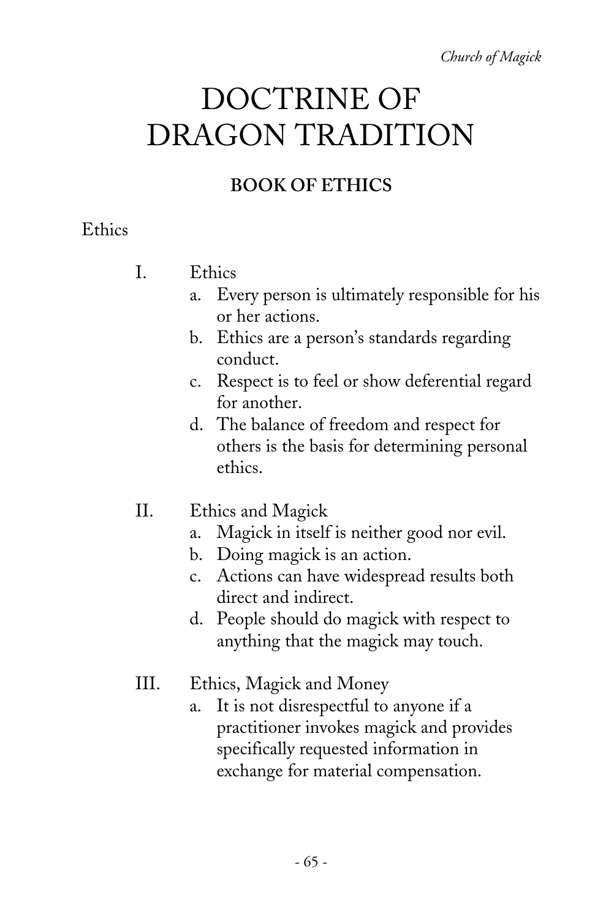# DOCTRINE OF DRAGON TRADITION

## BOOK OF ETHICS

Ethics

I. Ethics
   a. Every person is ultimately responsible for his or her actions.
   b. Ethics are a person's standards regarding conduct.
   c. Respect is to feel or show deferential regard for another.
   d. The balance of freedom and respect for others is the basis for determining personal ethics.

II. Ethics and Magick
   a. Magick in itself is neither good nor evil.
   b. Doing magick is an action.
   c. Actions can have widespread results both direct and indirect.
   d. People should do magick with respect to anything that the magick may touch.

III. Ethics, Magick and Money
   a. It is not disrespectful to anyone if a practitioner invokes magick and provides specifically requested information in exchange for material compensation.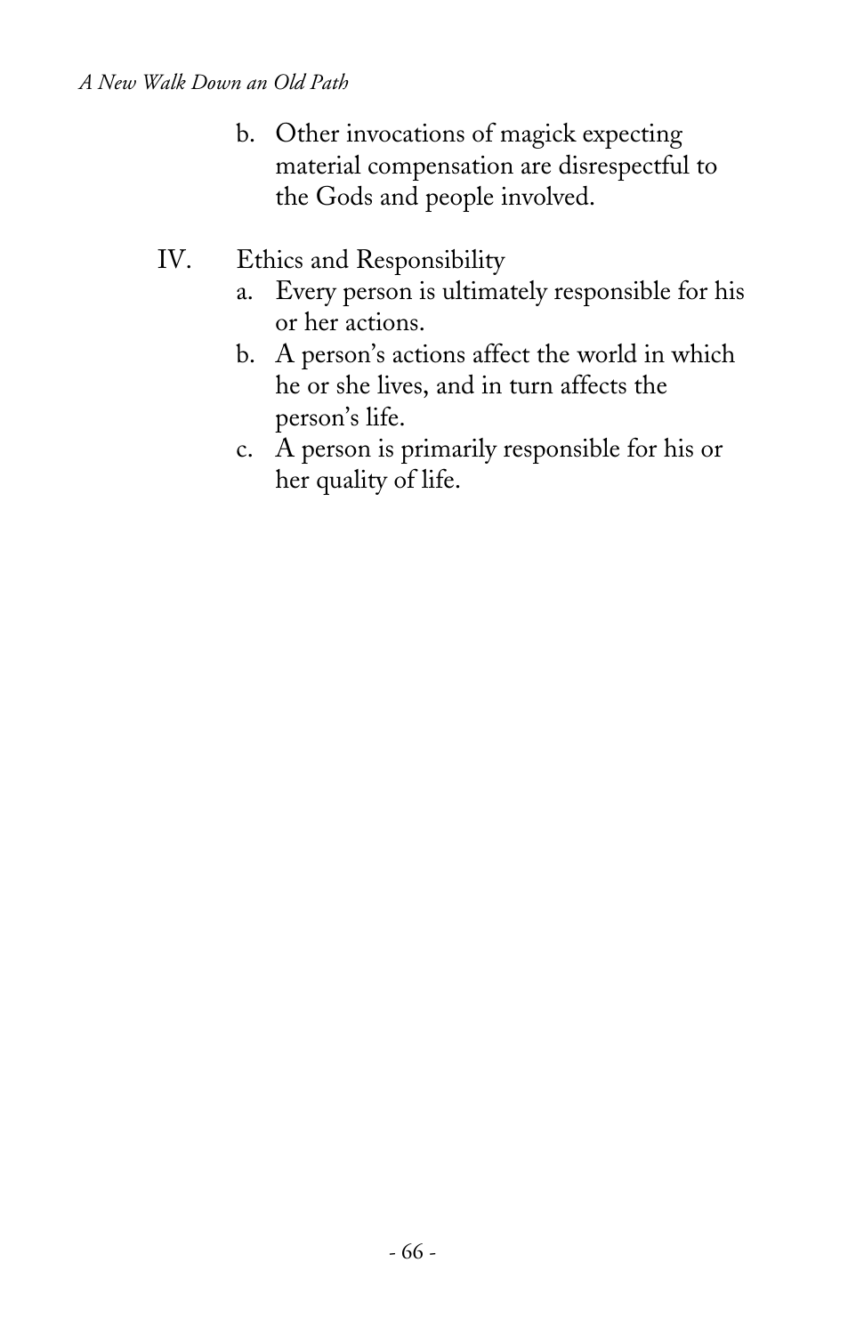b. Other invocations of magick expecting material compensation are disrespectful to the Gods and people involved.

IV. Ethics and Responsibility
   a. Every person is ultimately responsible for his or her actions.
   b. A person's actions affect the world in which he or she lives, and in turn affects the person's life.
   c. A person is primarily responsible for his or her quality of life.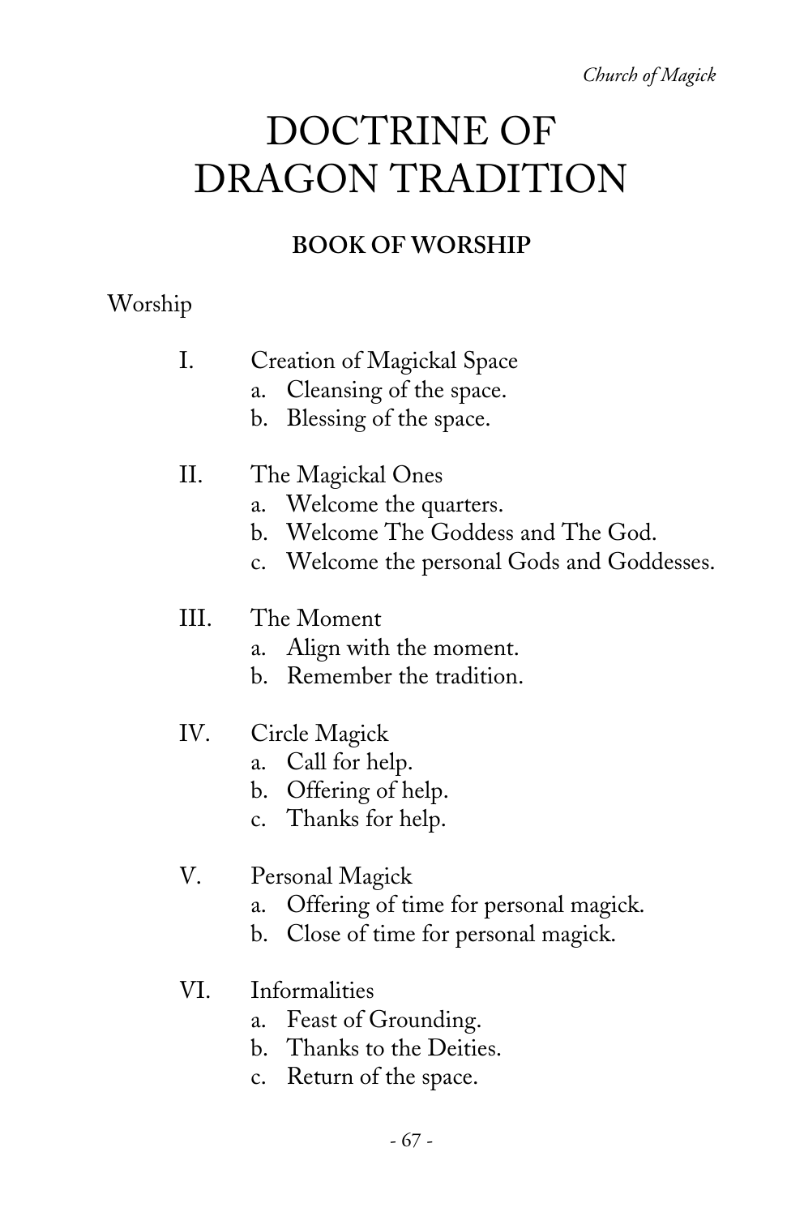# DOCTRINE OF DRAGON TRADITION

## BOOK OF WORSHIP

Worship

I. Creation of Magickal Space
   a. Cleansing of the space.
   b. Blessing of the space.

II. The Magickal Ones
   a. Welcome the quarters.
   b. Welcome The Goddess and The God.
   c. Welcome the personal Gods and Goddesses.

III. The Moment
   a. Align with the moment.
   b. Remember the tradition.

IV. Circle Magick
   a. Call for help.
   b. Offering of help.
   c. Thanks for help.

V. Personal Magick
   a. Offering of time for personal magick.
   b. Close of time for personal magick.

VI. Informalities
   a. Feast of Grounding.
   b. Thanks to the Deities.
   c. Return of the space.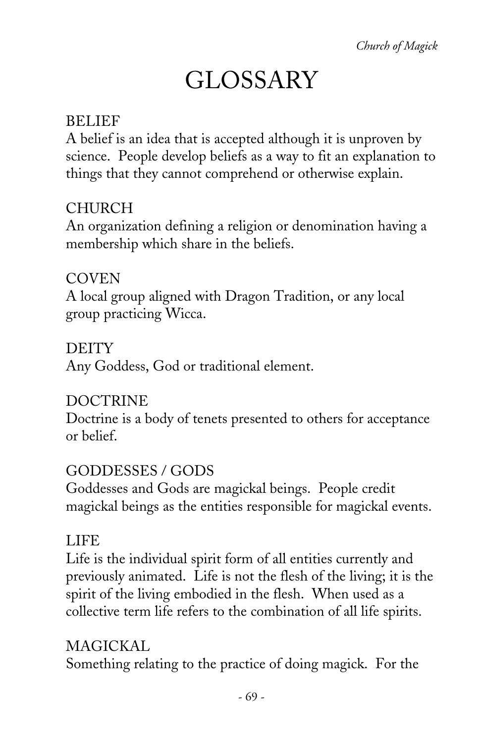# GLOSSARY

BELIEF
A belief is an idea that is accepted although it is unproven by science. People develop beliefs as a way to fit an explanation to things that they cannot comprehend or otherwise explain.

CHURCH
An organization defining a religion or denomination having a membership which share in the beliefs.

COVEN
A local group aligned with Dragon Tradition, or any local group practicing Wicca.

DEITY
Any Goddess, God or traditional element.

DOCTRINE
Doctrine is a body of tenets presented to others for acceptance or belief.

GODDESSES / GODS
Goddesses and Gods are magickal beings. People credit magickal beings as the entities responsible for magickal events.

LIFE
Life is the individual spirit form of all entities currently and previously animated. Life is not the flesh of the living; it is the spirit of the living embodied in the flesh. When used as a collective term life refers to the combination of all life spirits.

MAGICKAL
Something relating to the practice of doing magick. For the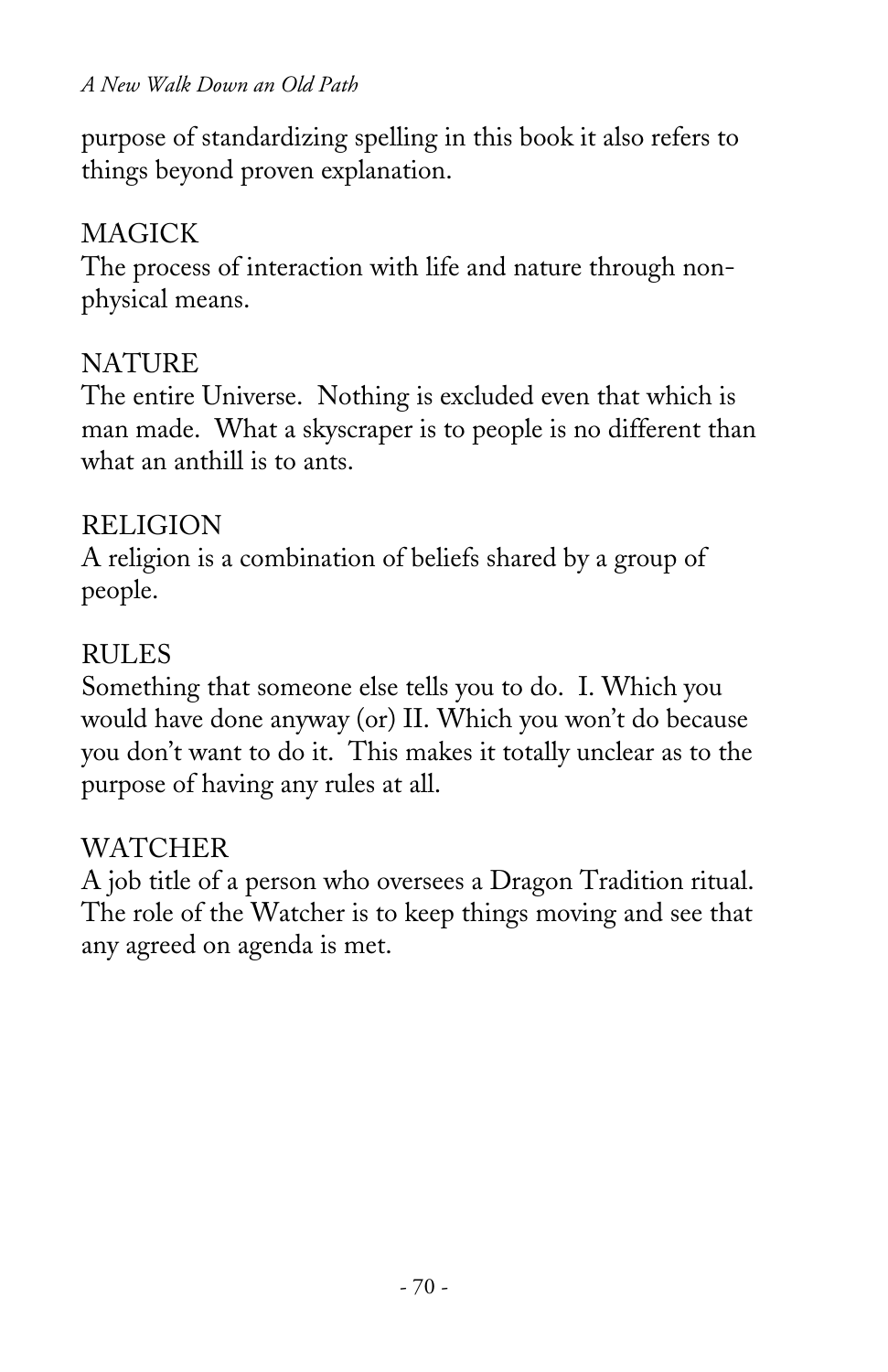purpose of standardizing spelling in this book it also refers to things beyond proven explanation.

MAGICK
The process of interaction with life and nature through non-physical means.

NATURE
The entire Universe. Nothing is excluded even that which is man made. What a skyscraper is to people is no different than what an anthill is to ants.

RELIGION
A religion is a combination of beliefs shared by a group of people.

RULES
Something that someone else tells you to do. I. Which you would have done anyway (or) II. Which you won't do because you don't want to do it. This makes it totally unclear as to the purpose of having any rules at all.

WATCHER
A job title of a person who oversees a Dragon Tradition ritual. The role of the Watcher is to keep things moving and see that any agreed on agenda is met.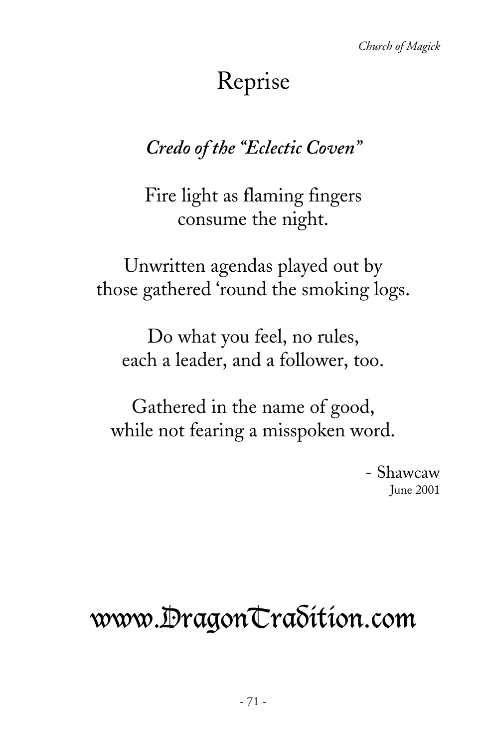# Reprise

***Credo of the "Eclectic Coven"***

Fire light as flaming fingers  
consume the night.

Unwritten agendas played out by  
those gathered 'round the smoking logs.

Do what you feel, no rules,  
each a leader, and a follower, too.

Gathered in the name of good,  
while not fearing a misspoken word.

- Shawcaw  
June 2001

www.DragonTradition.com